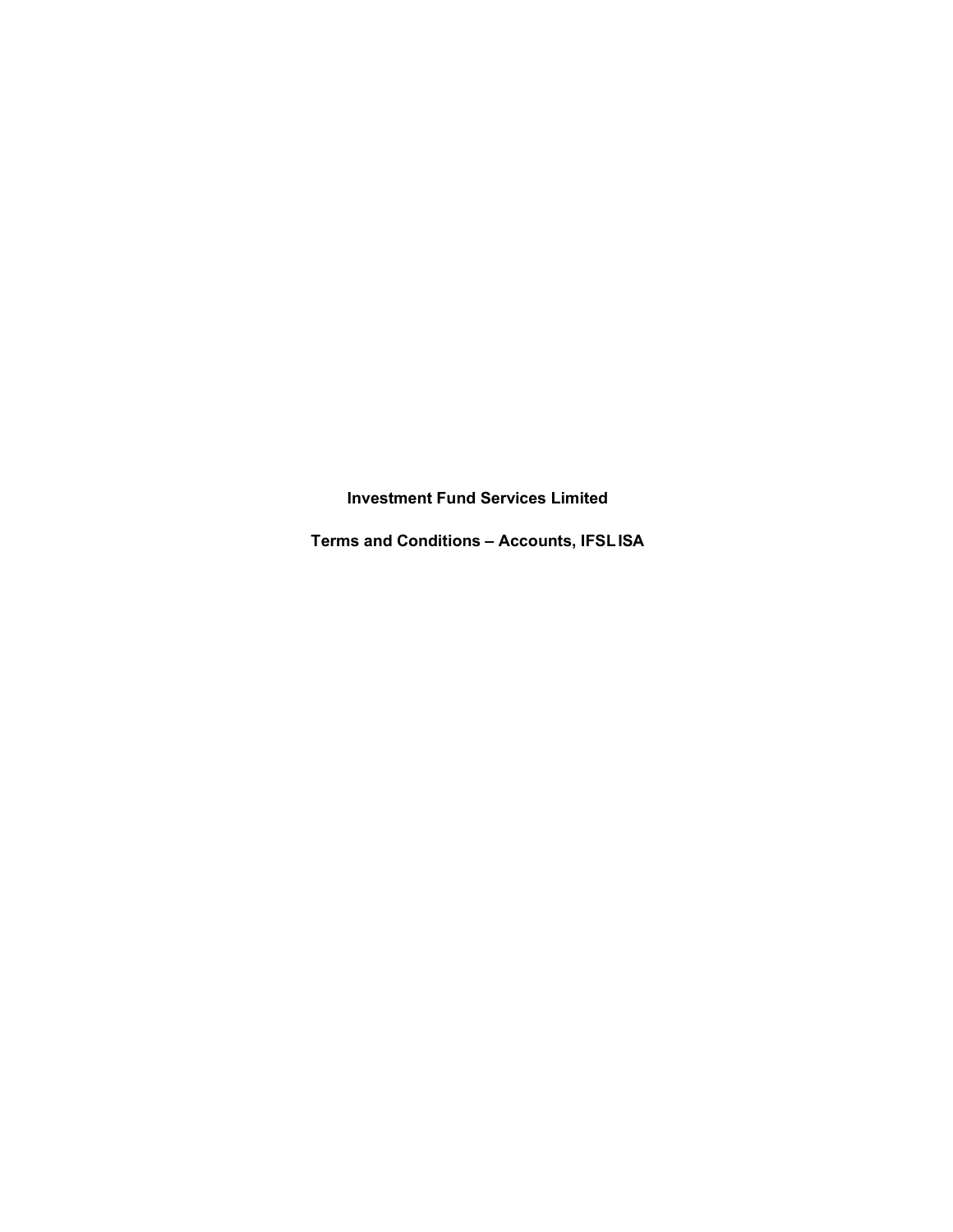# Investment Fund Services Limited

## Terms and Conditions – Accounts, IFSL ISA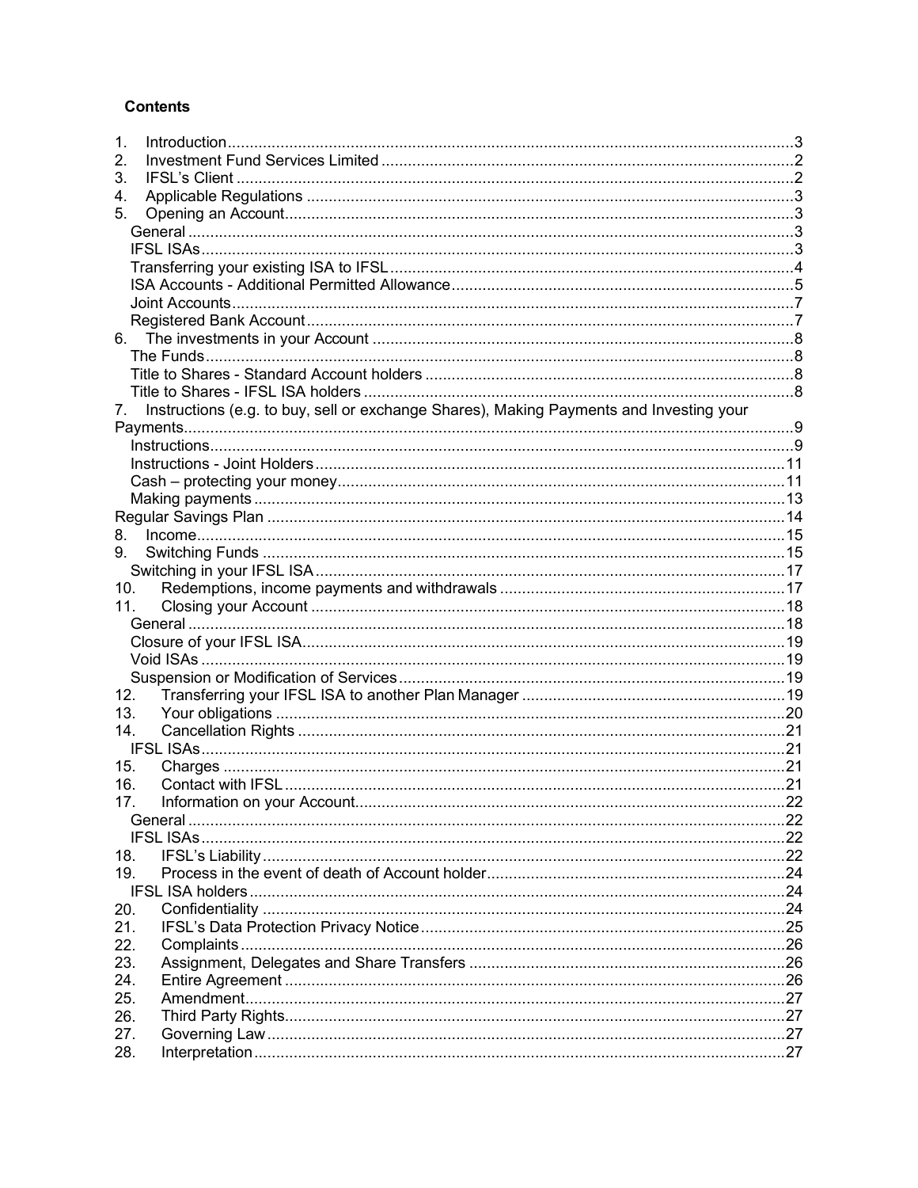**Contents**

1. Introduction ... 3
2. Investment Fund Services Limited ... 2
3. IFSL's Client ... 2
4. Applicable Regulations ... 3
5. Opening an Account ... 3
   - General ... 3
   - IFSL ISAs ... 3
   - Transferring your existing ISA to IFSL ... 4
   - ISA Accounts - Additional Permitted Allowance ... 5
   - Joint Accounts ... 7
   - Registered Bank Account ... 7
6. The investments in your Account ... 8
   - The Funds ... 8
   - Title to Shares - Standard Account holders ... 8
   - Title to Shares - IFSL ISA holders ... 8
7. Instructions (e.g. to buy, sell or exchange Shares), Making Payments and Investing your Payments ... 9
   - Instructions ... 9
   - Instructions - Joint Holders ... 11
   - Cash – protecting your money ... 11
   - Making payments ... 13

Regular Savings Plan ... 14

8. Income ... 15
9. Switching Funds ... 15
   - Switching in your IFSL ISA ... 17
10. Redemptions, income payments and withdrawals ... 17
11. Closing your Account ... 18
    - General ... 18
    - Closure of your IFSL ISA ... 19
    - Void ISAs ... 19
    - Suspension or Modification of Services ... 19
12. Transferring your IFSL ISA to another Plan Manager ... 19
13. Your obligations ... 20
14. Cancellation Rights ... 21
    - IFSL ISAs ... 21
15. Charges ... 21
16. Contact with IFSL ... 21
17. Information on your Account ... 22
    - General ... 22
    - IFSL ISAs ... 22
18. IFSL's Liability ... 22
19. Process in the event of death of Account holder ... 24
    - IFSL ISA holders ... 24
20. Confidentiality ... 24
21. IFSL's Data Protection Privacy Notice ... 25
22. Complaints ... 26
23. Assignment, Delegates and Share Transfers ... 26
24. Entire Agreement ... 26
25. Amendment ... 27
26. Third Party Rights ... 27
27. Governing Law ... 27
28. Interpretation ... 27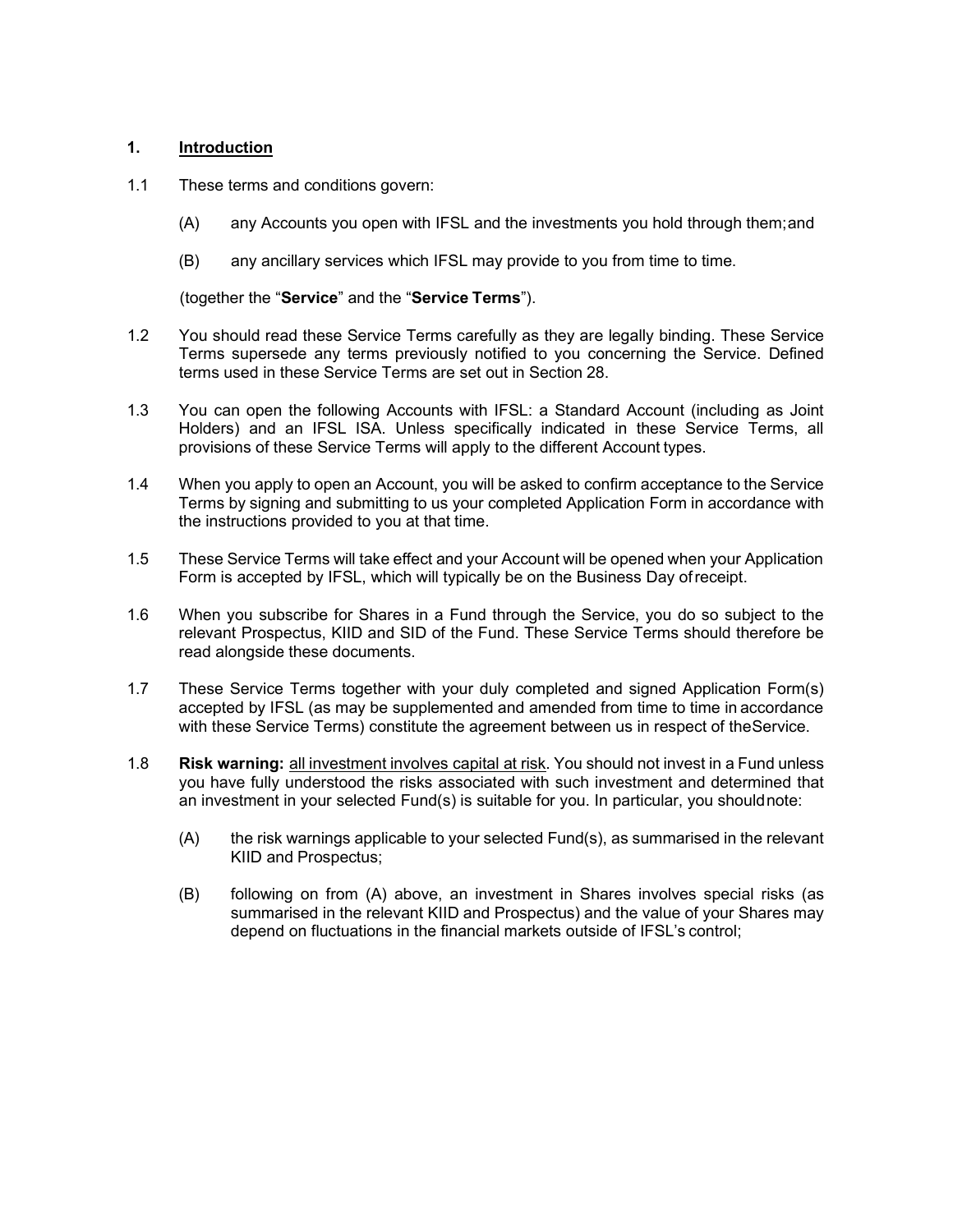## 1. <u>Introduction</u>

1.1 These terms and conditions govern:

(A) any Accounts you open with IFSL and the investments you hold through them; and

(B) any ancillary services which IFSL may provide to you from time to time.

(together the "**Service**" and the "**Service Terms**").

1.2 You should read these Service Terms carefully as they are legally binding. These Service Terms supersede any terms previously notified to you concerning the Service. Defined terms used in these Service Terms are set out in Section 28.

1.3 You can open the following Accounts with IFSL: a Standard Account (including as Joint Holders) and an IFSL ISA. Unless specifically indicated in these Service Terms, all provisions of these Service Terms will apply to the different Account types.

1.4 When you apply to open an Account, you will be asked to confirm acceptance to the Service Terms by signing and submitting to us your completed Application Form in accordance with the instructions provided to you at that time.

1.5 These Service Terms will take effect and your Account will be opened when your Application Form is accepted by IFSL, which will typically be on the Business Day of receipt.

1.6 When you subscribe for Shares in a Fund through the Service, you do so subject to the relevant Prospectus, KIID and SID of the Fund. These Service Terms should therefore be read alongside these documents.

1.7 These Service Terms together with your duly completed and signed Application Form(s) accepted by IFSL (as may be supplemented and amended from time to time in accordance with these Service Terms) constitute the agreement between us in respect of the Service.

1.8 **Risk warning:** <u>all investment involves capital at risk</u>. You should not invest in a Fund unless you have fully understood the risks associated with such investment and determined that an investment in your selected Fund(s) is suitable for you. In particular, you should note:

(A) the risk warnings applicable to your selected Fund(s), as summarised in the relevant KIID and Prospectus;

(B) following on from (A) above, an investment in Shares involves special risks (as summarised in the relevant KIID and Prospectus) and the value of your Shares may depend on fluctuations in the financial markets outside of IFSL's control;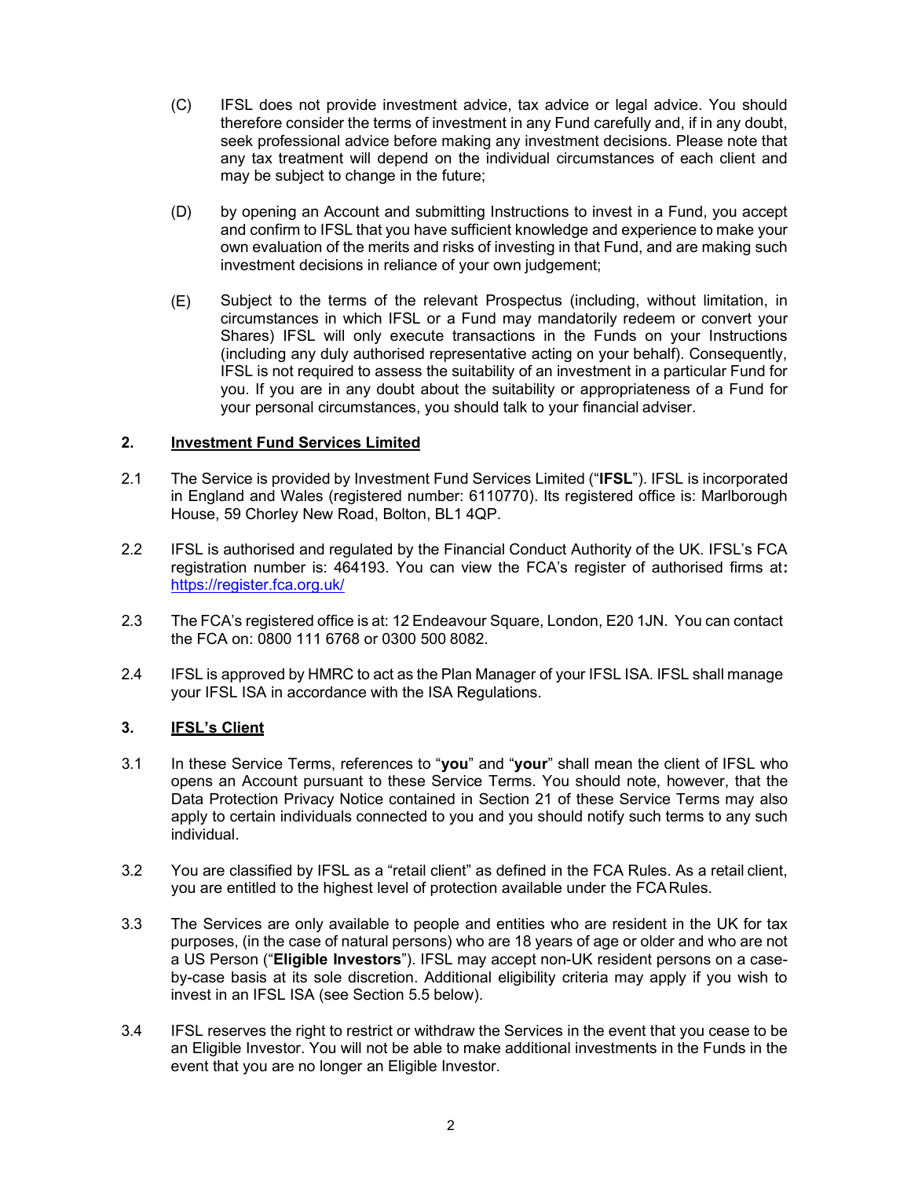(C) IFSL does not provide investment advice, tax advice or legal advice. You should therefore consider the terms of investment in any Fund carefully and, if in any doubt, seek professional advice before making any investment decisions. Please note that any tax treatment will depend on the individual circumstances of each client and may be subject to change in the future;

(D) by opening an Account and submitting Instructions to invest in a Fund, you accept and confirm to IFSL that you have sufficient knowledge and experience to make your own evaluation of the merits and risks of investing in that Fund, and are making such investment decisions in reliance of your own judgement;

(E) Subject to the terms of the relevant Prospectus (including, without limitation, in circumstances in which IFSL or a Fund may mandatorily redeem or convert your Shares) IFSL will only execute transactions in the Funds on your Instructions (including any duly authorised representative acting on your behalf). Consequently, IFSL is not required to assess the suitability of an investment in a particular Fund for you. If you are in any doubt about the suitability or appropriateness of a Fund for your personal circumstances, you should talk to your financial adviser.

## 2. Investment Fund Services Limited

2.1 The Service is provided by Investment Fund Services Limited ("**IFSL**"). IFSL is incorporated in England and Wales (registered number: 6110770). Its registered office is: Marlborough House, 59 Chorley New Road, Bolton, BL1 4QP.

2.2 IFSL is authorised and regulated by the Financial Conduct Authority of the UK. IFSL's FCA registration number is: 464193. You can view the FCA's register of authorised firms at**:** [https://register.fca.org.uk/](https://register.fca.org.uk/)

2.3 The FCA's registered office is at: 12 Endeavour Square, London, E20 1JN. You can contact the FCA on: 0800 111 6768 or 0300 500 8082.

2.4 IFSL is approved by HMRC to act as the Plan Manager of your IFSL ISA. IFSL shall manage your IFSL ISA in accordance with the ISA Regulations.

## 3. IFSL's Client

3.1 In these Service Terms, references to "**you**" and "**your**" shall mean the client of IFSL who opens an Account pursuant to these Service Terms. You should note, however, that the Data Protection Privacy Notice contained in Section 21 of these Service Terms may also apply to certain individuals connected to you and you should notify such terms to any such individual.

3.2 You are classified by IFSL as a "retail client" as defined in the FCA Rules. As a retail client, you are entitled to the highest level of protection available under the FCA Rules.

3.3 The Services are only available to people and entities who are resident in the UK for tax purposes, (in the case of natural persons) who are 18 years of age or older and who are not a US Person ("**Eligible Investors**"). IFSL may accept non-UK resident persons on a case-by-case basis at its sole discretion. Additional eligibility criteria may apply if you wish to invest in an IFSL ISA (see Section 5.5 below).

3.4 IFSL reserves the right to restrict or withdraw the Services in the event that you cease to be an Eligible Investor. You will not be able to make additional investments in the Funds in the event that you are no longer an Eligible Investor.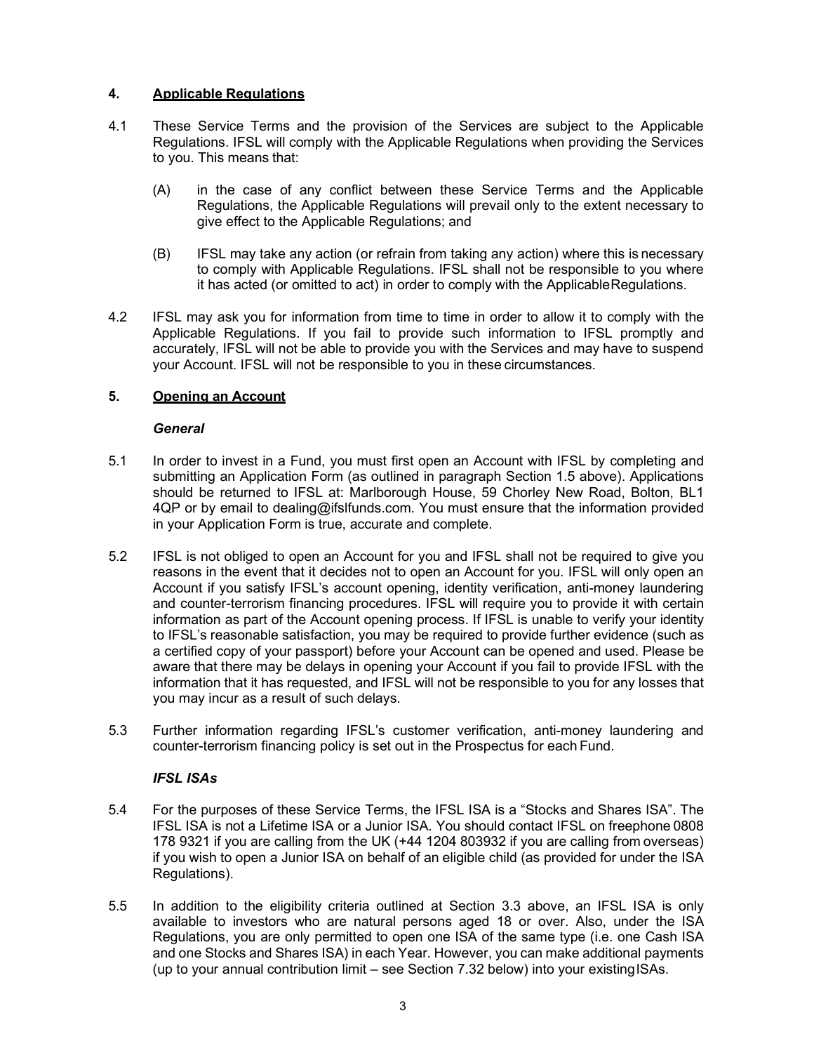## 4. Applicable Regulations

4.1 These Service Terms and the provision of the Services are subject to the Applicable Regulations. IFSL will comply with the Applicable Regulations when providing the Services to you. This means that:

(A) in the case of any conflict between these Service Terms and the Applicable Regulations, the Applicable Regulations will prevail only to the extent necessary to give effect to the Applicable Regulations; and

(B) IFSL may take any action (or refrain from taking any action) where this is necessary to comply with Applicable Regulations. IFSL shall not be responsible to you where it has acted (or omitted to act) in order to comply with the Applicable Regulations.

4.2 IFSL may ask you for information from time to time in order to allow it to comply with the Applicable Regulations. If you fail to provide such information to IFSL promptly and accurately, IFSL will not be able to provide you with the Services and may have to suspend your Account. IFSL will not be responsible to you in these circumstances.

## 5. Opening an Account

### *General*

5.1 In order to invest in a Fund, you must first open an Account with IFSL by completing and submitting an Application Form (as outlined in paragraph Section 1.5 above). Applications should be returned to IFSL at: Marlborough House, 59 Chorley New Road, Bolton, BL1 4QP or by email to dealing@ifslfunds.com. You must ensure that the information provided in your Application Form is true, accurate and complete.

5.2 IFSL is not obliged to open an Account for you and IFSL shall not be required to give you reasons in the event that it decides not to open an Account for you. IFSL will only open an Account if you satisfy IFSL's account opening, identity verification, anti-money laundering and counter-terrorism financing procedures. IFSL will require you to provide it with certain information as part of the Account opening process. If IFSL is unable to verify your identity to IFSL's reasonable satisfaction, you may be required to provide further evidence (such as a certified copy of your passport) before your Account can be opened and used. Please be aware that there may be delays in opening your Account if you fail to provide IFSL with the information that it has requested, and IFSL will not be responsible to you for any losses that you may incur as a result of such delays.

5.3 Further information regarding IFSL's customer verification, anti-money laundering and counter-terrorism financing policy is set out in the Prospectus for each Fund.

### *IFSL ISAs*

5.4 For the purposes of these Service Terms, the IFSL ISA is a "Stocks and Shares ISA". The IFSL ISA is not a Lifetime ISA or a Junior ISA. You should contact IFSL on freephone 0808 178 9321 if you are calling from the UK (+44 1204 803932 if you are calling from overseas) if you wish to open a Junior ISA on behalf of an eligible child (as provided for under the ISA Regulations).

5.5 In addition to the eligibility criteria outlined at Section 3.3 above, an IFSL ISA is only available to investors who are natural persons aged 18 or over. Also, under the ISA Regulations, you are only permitted to open one ISA of the same type (i.e. one Cash ISA and one Stocks and Shares ISA) in each Year. However, you can make additional payments (up to your annual contribution limit – see Section 7.32 below) into your existing ISAs.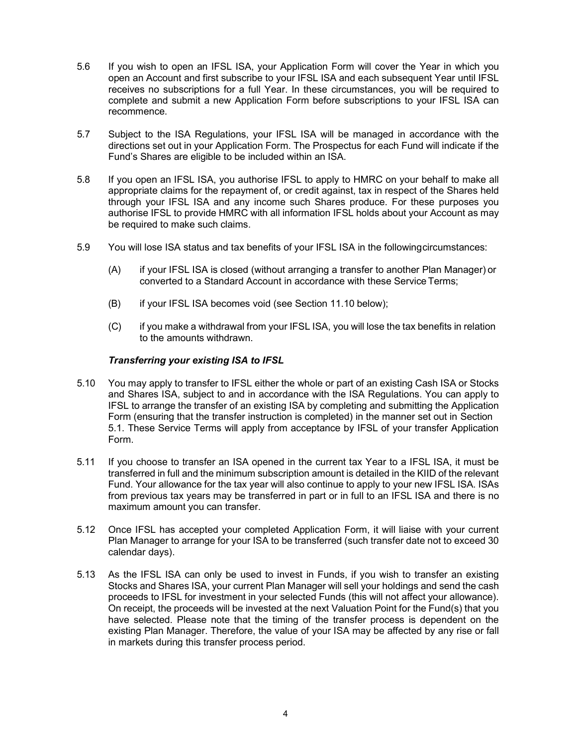5.6 If you wish to open an IFSL ISA, your Application Form will cover the Year in which you open an Account and first subscribe to your IFSL ISA and each subsequent Year until IFSL receives no subscriptions for a full Year. In these circumstances, you will be required to complete and submit a new Application Form before subscriptions to your IFSL ISA can recommence.

5.7 Subject to the ISA Regulations, your IFSL ISA will be managed in accordance with the directions set out in your Application Form. The Prospectus for each Fund will indicate if the Fund's Shares are eligible to be included within an ISA.

5.8 If you open an IFSL ISA, you authorise IFSL to apply to HMRC on your behalf to make all appropriate claims for the repayment of, or credit against, tax in respect of the Shares held through your IFSL ISA and any income such Shares produce. For these purposes you authorise IFSL to provide HMRC with all information IFSL holds about your Account as may be required to make such claims.

5.9 You will lose ISA status and tax benefits of your IFSL ISA in the followingcircumstances:

(A) if your IFSL ISA is closed (without arranging a transfer to another Plan Manager) or converted to a Standard Account in accordance with these Service Terms;

(B) if your IFSL ISA becomes void (see Section 11.10 below);

(C) if you make a withdrawal from your IFSL ISA, you will lose the tax benefits in relation to the amounts withdrawn.

***Transferring your existing ISA to IFSL***

5.10 You may apply to transfer to IFSL either the whole or part of an existing Cash ISA or Stocks and Shares ISA, subject to and in accordance with the ISA Regulations. You can apply to IFSL to arrange the transfer of an existing ISA by completing and submitting the Application Form (ensuring that the transfer instruction is completed) in the manner set out in Section 5.1. These Service Terms will apply from acceptance by IFSL of your transfer Application Form.

5.11 If you choose to transfer an ISA opened in the current tax Year to a IFSL ISA, it must be transferred in full and the minimum subscription amount is detailed in the KIID of the relevant Fund. Your allowance for the tax year will also continue to apply to your new IFSL ISA. ISAs from previous tax years may be transferred in part or in full to an IFSL ISA and there is no maximum amount you can transfer.

5.12 Once IFSL has accepted your completed Application Form, it will liaise with your current Plan Manager to arrange for your ISA to be transferred (such transfer date not to exceed 30 calendar days).

5.13 As the IFSL ISA can only be used to invest in Funds, if you wish to transfer an existing Stocks and Shares ISA, your current Plan Manager will sell your holdings and send the cash proceeds to IFSL for investment in your selected Funds (this will not affect your allowance). On receipt, the proceeds will be invested at the next Valuation Point for the Fund(s) that you have selected. Please note that the timing of the transfer process is dependent on the existing Plan Manager. Therefore, the value of your ISA may be affected by any rise or fall in markets during this transfer process period.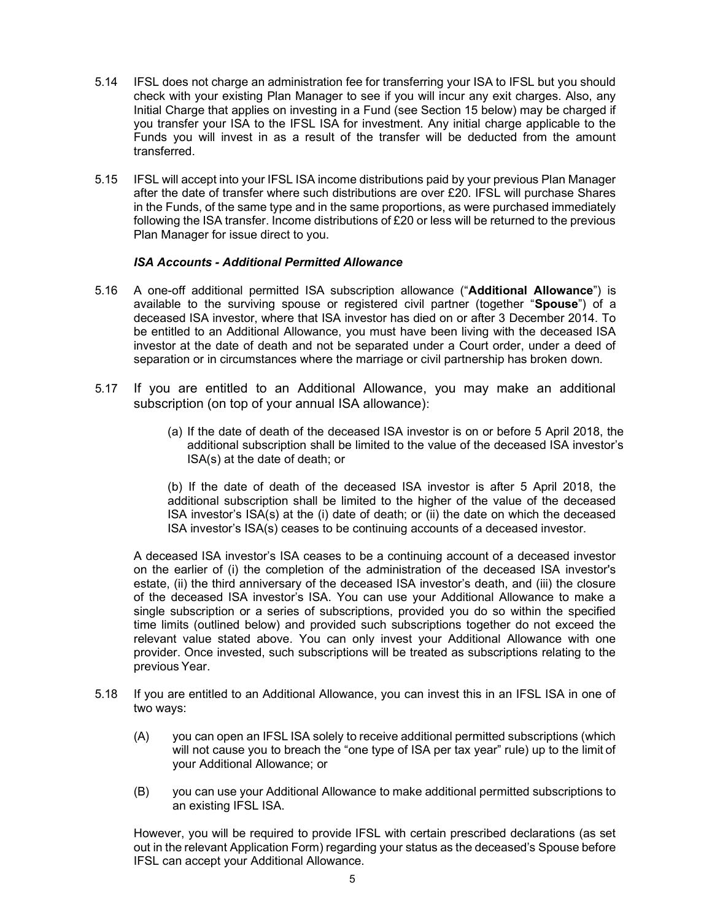5.14 IFSL does not charge an administration fee for transferring your ISA to IFSL but you should check with your existing Plan Manager to see if you will incur any exit charges. Also, any Initial Charge that applies on investing in a Fund (see Section 15 below) may be charged if you transfer your ISA to the IFSL ISA for investment. Any initial charge applicable to the Funds you will invest in as a result of the transfer will be deducted from the amount transferred.

5.15 IFSL will accept into your IFSL ISA income distributions paid by your previous Plan Manager after the date of transfer where such distributions are over £20. IFSL will purchase Shares in the Funds, of the same type and in the same proportions, as were purchased immediately following the ISA transfer. Income distributions of £20 or less will be returned to the previous Plan Manager for issue direct to you.

***ISA Accounts - Additional Permitted Allowance***

5.16 A one-off additional permitted ISA subscription allowance ("**Additional Allowance**") is available to the surviving spouse or registered civil partner (together "**Spouse**") of a deceased ISA investor, where that ISA investor has died on or after 3 December 2014. To be entitled to an Additional Allowance, you must have been living with the deceased ISA investor at the date of death and not be separated under a Court order, under a deed of separation or in circumstances where the marriage or civil partnership has broken down.

5.17 If you are entitled to an Additional Allowance, you may make an additional subscription (on top of your annual ISA allowance):

(a) If the date of death of the deceased ISA investor is on or before 5 April 2018, the additional subscription shall be limited to the value of the deceased ISA investor's ISA(s) at the date of death; or

(b) If the date of death of the deceased ISA investor is after 5 April 2018, the additional subscription shall be limited to the higher of the value of the deceased ISA investor's ISA(s) at the (i) date of death; or (ii) the date on which the deceased ISA investor's ISA(s) ceases to be continuing accounts of a deceased investor.

A deceased ISA investor's ISA ceases to be a continuing account of a deceased investor on the earlier of (i) the completion of the administration of the deceased ISA investor's estate, (ii) the third anniversary of the deceased ISA investor's death, and (iii) the closure of the deceased ISA investor's ISA. You can use your Additional Allowance to make a single subscription or a series of subscriptions, provided you do so within the specified time limits (outlined below) and provided such subscriptions together do not exceed the relevant value stated above. You can only invest your Additional Allowance with one provider. Once invested, such subscriptions will be treated as subscriptions relating to the previous Year.

5.18 If you are entitled to an Additional Allowance, you can invest this in an IFSL ISA in one of two ways:

(A) you can open an IFSL ISA solely to receive additional permitted subscriptions (which will not cause you to breach the "one type of ISA per tax year" rule) up to the limit of your Additional Allowance; or

(B) you can use your Additional Allowance to make additional permitted subscriptions to an existing IFSL ISA.

However, you will be required to provide IFSL with certain prescribed declarations (as set out in the relevant Application Form) regarding your status as the deceased's Spouse before IFSL can accept your Additional Allowance.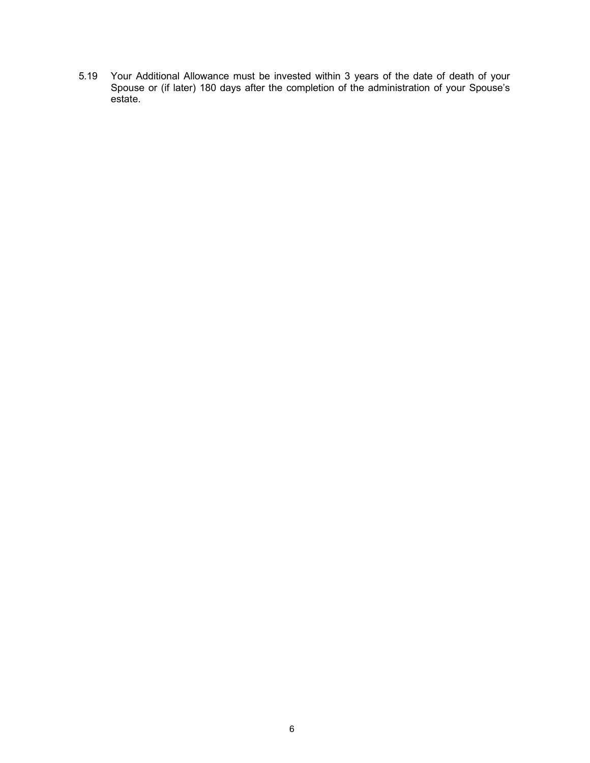5.19 Your Additional Allowance must be invested within 3 years of the date of death of your Spouse or (if later) 180 days after the completion of the administration of your Spouse's estate.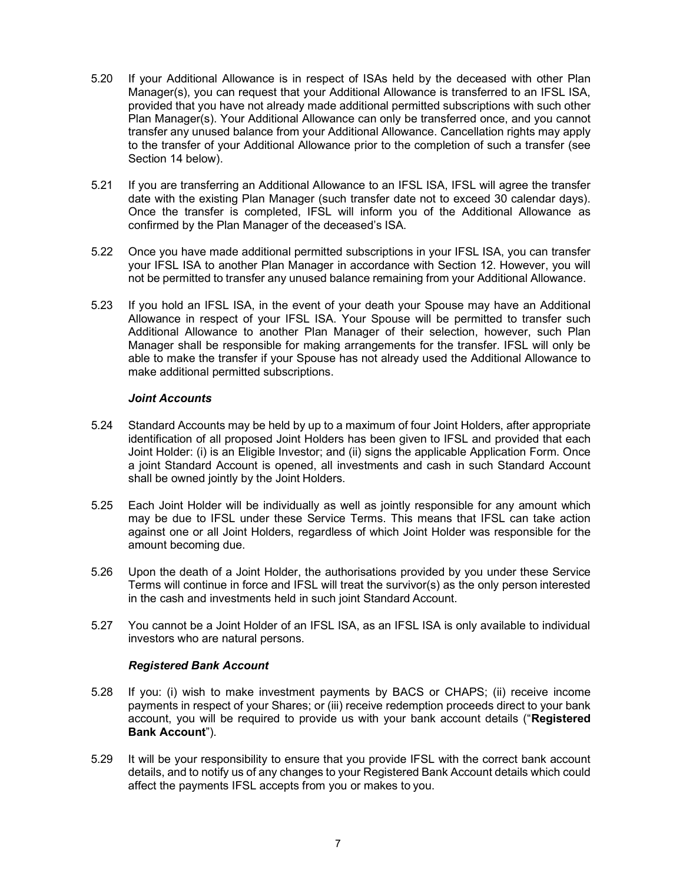5.20 If your Additional Allowance is in respect of ISAs held by the deceased with other Plan Manager(s), you can request that your Additional Allowance is transferred to an IFSL ISA, provided that you have not already made additional permitted subscriptions with such other Plan Manager(s). Your Additional Allowance can only be transferred once, and you cannot transfer any unused balance from your Additional Allowance. Cancellation rights may apply to the transfer of your Additional Allowance prior to the completion of such a transfer (see Section 14 below).

5.21 If you are transferring an Additional Allowance to an IFSL ISA, IFSL will agree the transfer date with the existing Plan Manager (such transfer date not to exceed 30 calendar days). Once the transfer is completed, IFSL will inform you of the Additional Allowance as confirmed by the Plan Manager of the deceased's ISA.

5.22 Once you have made additional permitted subscriptions in your IFSL ISA, you can transfer your IFSL ISA to another Plan Manager in accordance with Section 12. However, you will not be permitted to transfer any unused balance remaining from your Additional Allowance.

5.23 If you hold an IFSL ISA, in the event of your death your Spouse may have an Additional Allowance in respect of your IFSL ISA. Your Spouse will be permitted to transfer such Additional Allowance to another Plan Manager of their selection, however, such Plan Manager shall be responsible for making arrangements for the transfer. IFSL will only be able to make the transfer if your Spouse has not already used the Additional Allowance to make additional permitted subscriptions.

***Joint Accounts***

5.24 Standard Accounts may be held by up to a maximum of four Joint Holders, after appropriate identification of all proposed Joint Holders has been given to IFSL and provided that each Joint Holder: (i) is an Eligible Investor; and (ii) signs the applicable Application Form. Once a joint Standard Account is opened, all investments and cash in such Standard Account shall be owned jointly by the Joint Holders.

5.25 Each Joint Holder will be individually as well as jointly responsible for any amount which may be due to IFSL under these Service Terms. This means that IFSL can take action against one or all Joint Holders, regardless of which Joint Holder was responsible for the amount becoming due.

5.26 Upon the death of a Joint Holder, the authorisations provided by you under these Service Terms will continue in force and IFSL will treat the survivor(s) as the only person interested in the cash and investments held in such joint Standard Account.

5.27 You cannot be a Joint Holder of an IFSL ISA, as an IFSL ISA is only available to individual investors who are natural persons.

***Registered Bank Account***

5.28 If you: (i) wish to make investment payments by BACS or CHAPS; (ii) receive income payments in respect of your Shares; or (iii) receive redemption proceeds direct to your bank account, you will be required to provide us with your bank account details ("**Registered Bank Account**").

5.29 It will be your responsibility to ensure that you provide IFSL with the correct bank account details, and to notify us of any changes to your Registered Bank Account details which could affect the payments IFSL accepts from you or makes to you.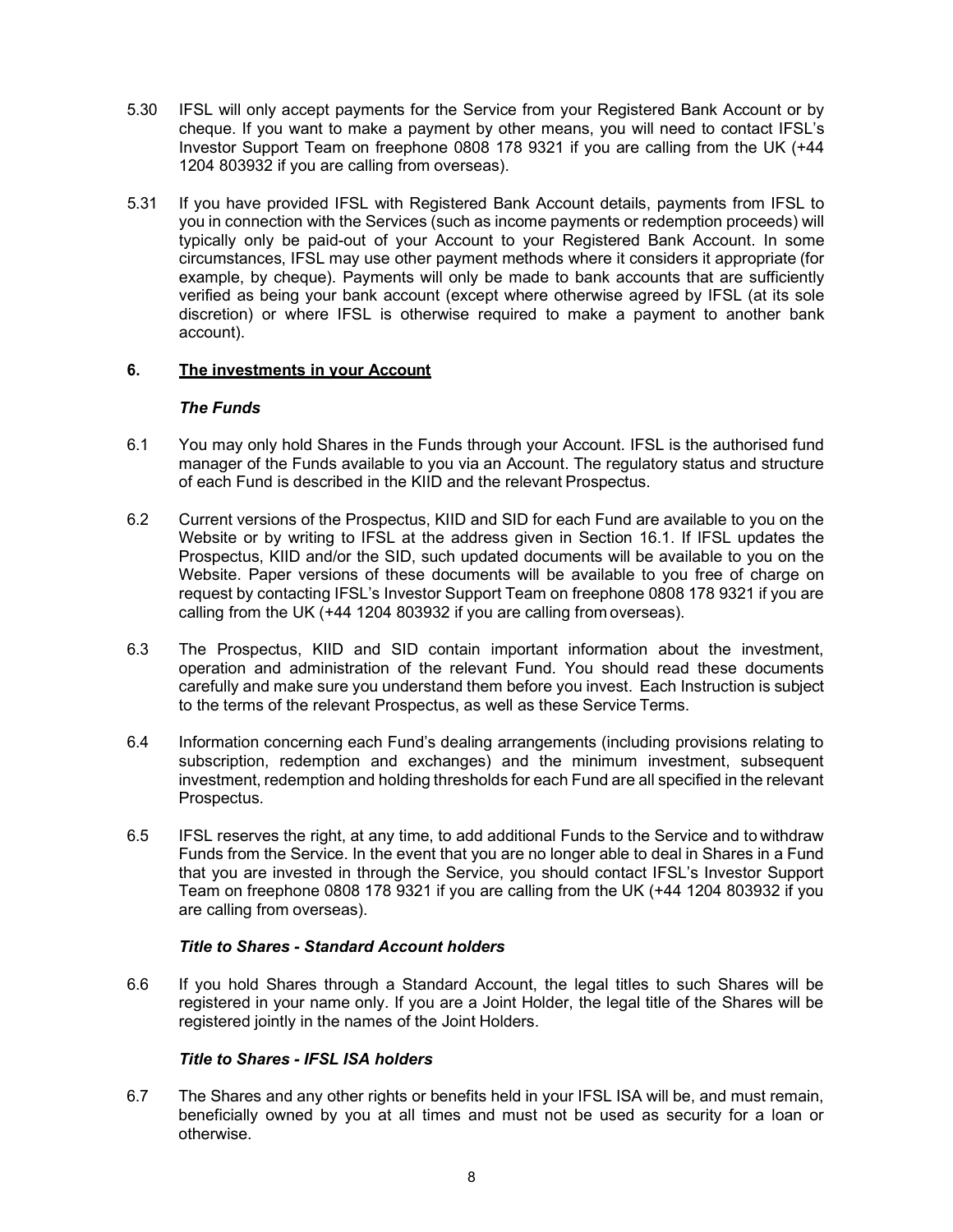5.30 IFSL will only accept payments for the Service from your Registered Bank Account or by cheque. If you want to make a payment by other means, you will need to contact IFSL's Investor Support Team on freephone 0808 178 9321 if you are calling from the UK (+44 1204 803932 if you are calling from overseas).

5.31 If you have provided IFSL with Registered Bank Account details, payments from IFSL to you in connection with the Services (such as income payments or redemption proceeds) will typically only be paid-out of your Account to your Registered Bank Account. In some circumstances, IFSL may use other payment methods where it considers it appropriate (for example, by cheque). Payments will only be made to bank accounts that are sufficiently verified as being your bank account (except where otherwise agreed by IFSL (at its sole discretion) or where IFSL is otherwise required to make a payment to another bank account).

## 6. The investments in your Account

### *The Funds*

6.1 You may only hold Shares in the Funds through your Account. IFSL is the authorised fund manager of the Funds available to you via an Account. The regulatory status and structure of each Fund is described in the KIID and the relevant Prospectus.

6.2 Current versions of the Prospectus, KIID and SID for each Fund are available to you on the Website or by writing to IFSL at the address given in Section 16.1. If IFSL updates the Prospectus, KIID and/or the SID, such updated documents will be available to you on the Website. Paper versions of these documents will be available to you free of charge on request by contacting IFSL's Investor Support Team on freephone 0808 178 9321 if you are calling from the UK (+44 1204 803932 if you are calling from overseas).

6.3 The Prospectus, KIID and SID contain important information about the investment, operation and administration of the relevant Fund. You should read these documents carefully and make sure you understand them before you invest. Each Instruction is subject to the terms of the relevant Prospectus, as well as these Service Terms.

6.4 Information concerning each Fund's dealing arrangements (including provisions relating to subscription, redemption and exchanges) and the minimum investment, subsequent investment, redemption and holding thresholds for each Fund are all specified in the relevant Prospectus.

6.5 IFSL reserves the right, at any time, to add additional Funds to the Service and to withdraw Funds from the Service. In the event that you are no longer able to deal in Shares in a Fund that you are invested in through the Service, you should contact IFSL's Investor Support Team on freephone 0808 178 9321 if you are calling from the UK (+44 1204 803932 if you are calling from overseas).

### *Title to Shares - Standard Account holders*

6.6 If you hold Shares through a Standard Account, the legal titles to such Shares will be registered in your name only. If you are a Joint Holder, the legal title of the Shares will be registered jointly in the names of the Joint Holders.

### *Title to Shares - IFSL ISA holders*

6.7 The Shares and any other rights or benefits held in your IFSL ISA will be, and must remain, beneficially owned by you at all times and must not be used as security for a loan or otherwise.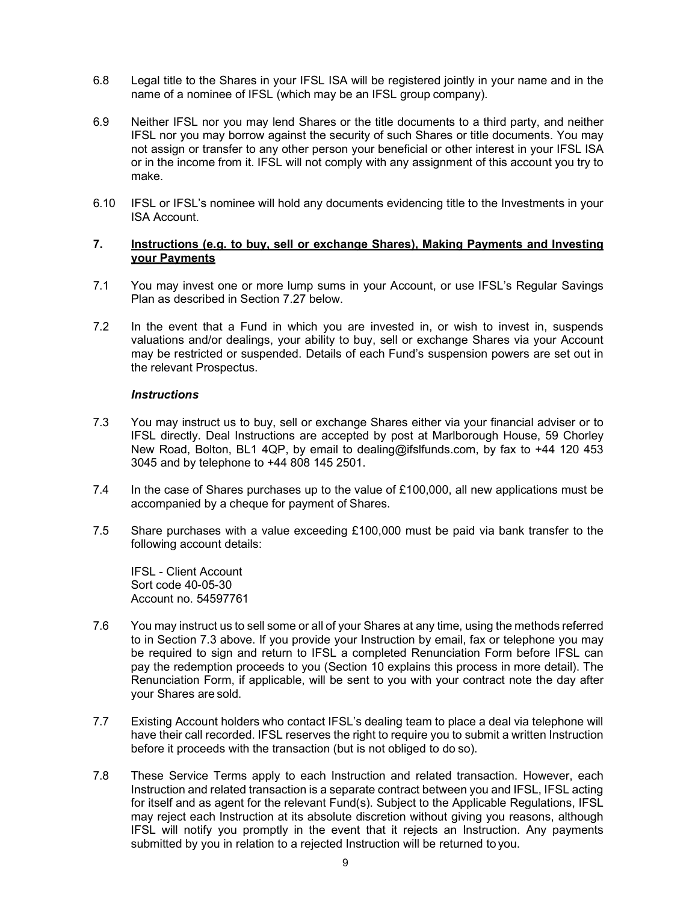6.8 Legal title to the Shares in your IFSL ISA will be registered jointly in your name and in the name of a nominee of IFSL (which may be an IFSL group company).

6.9 Neither IFSL nor you may lend Shares or the title documents to a third party, and neither IFSL nor you may borrow against the security of such Shares or title documents. You may not assign or transfer to any other person your beneficial or other interest in your IFSL ISA or in the income from it. IFSL will not comply with any assignment of this account you try to make.

6.10 IFSL or IFSL's nominee will hold any documents evidencing title to the Investments in your ISA Account.

## 7. Instructions (e.g. to buy, sell or exchange Shares), Making Payments and Investing your Payments

7.1 You may invest one or more lump sums in your Account, or use IFSL's Regular Savings Plan as described in Section 7.27 below.

7.2 In the event that a Fund in which you are invested in, or wish to invest in, suspends valuations and/or dealings, your ability to buy, sell or exchange Shares via your Account may be restricted or suspended. Details of each Fund's suspension powers are set out in the relevant Prospectus.

### *Instructions*

7.3 You may instruct us to buy, sell or exchange Shares either via your financial adviser or to IFSL directly. Deal Instructions are accepted by post at Marlborough House, 59 Chorley New Road, Bolton, BL1 4QP, by email to dealing@ifslfunds.com, by fax to +44 120 453 3045 and by telephone to +44 808 145 2501.

7.4 In the case of Shares purchases up to the value of £100,000, all new applications must be accompanied by a cheque for payment of Shares.

7.5 Share purchases with a value exceeding £100,000 must be paid via bank transfer to the following account details:

IFSL - Client Account
Sort code 40-05-30
Account no. 54597761

7.6 You may instruct us to sell some or all of your Shares at any time, using the methods referred to in Section 7.3 above. If you provide your Instruction by email, fax or telephone you may be required to sign and return to IFSL a completed Renunciation Form before IFSL can pay the redemption proceeds to you (Section 10 explains this process in more detail). The Renunciation Form, if applicable, will be sent to you with your contract note the day after your Shares are sold.

7.7 Existing Account holders who contact IFSL's dealing team to place a deal via telephone will have their call recorded. IFSL reserves the right to require you to submit a written Instruction before it proceeds with the transaction (but is not obliged to do so).

7.8 These Service Terms apply to each Instruction and related transaction. However, each Instruction and related transaction is a separate contract between you and IFSL, IFSL acting for itself and as agent for the relevant Fund(s). Subject to the Applicable Regulations, IFSL may reject each Instruction at its absolute discretion without giving you reasons, although IFSL will notify you promptly in the event that it rejects an Instruction. Any payments submitted by you in relation to a rejected Instruction will be returned to you.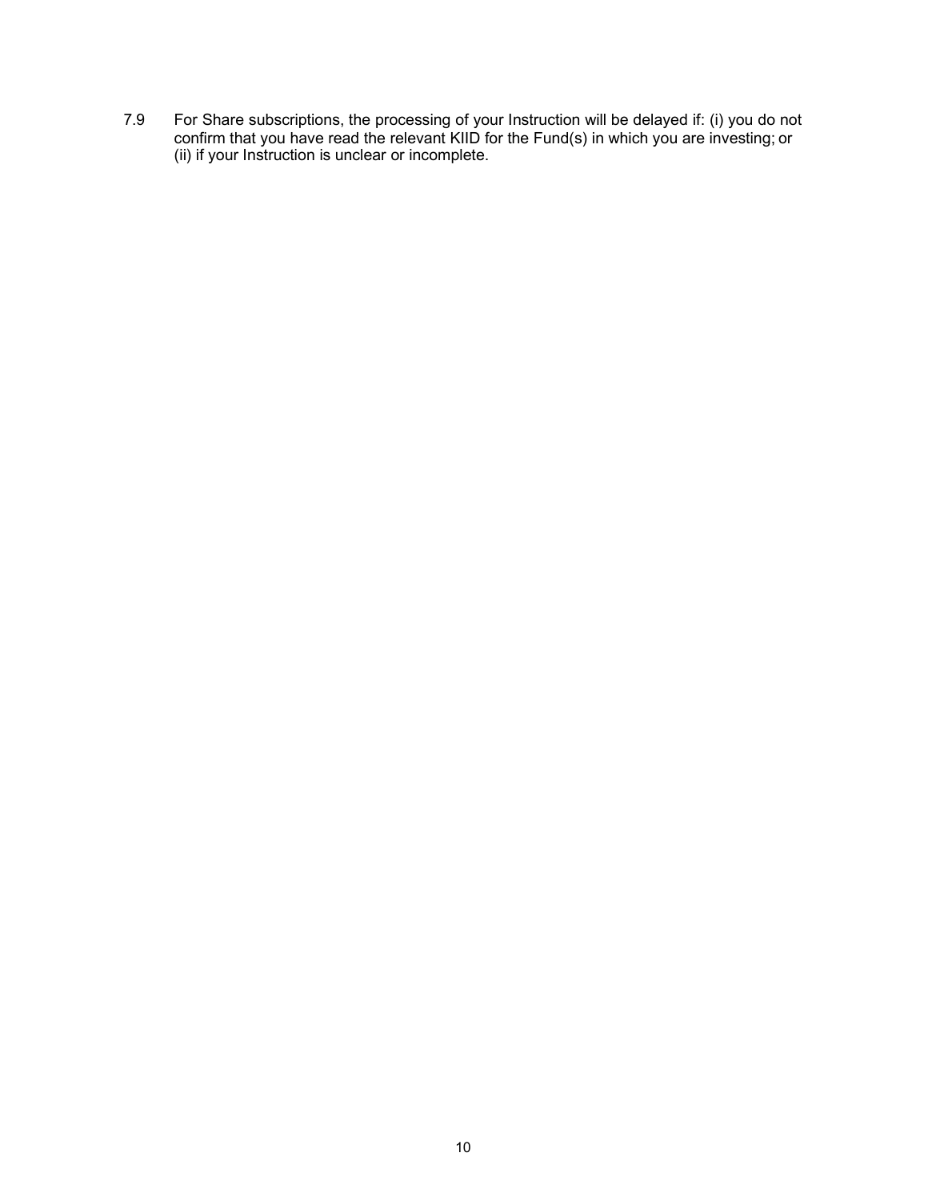7.9 For Share subscriptions, the processing of your Instruction will be delayed if: (i) you do not confirm that you have read the relevant KIID for the Fund(s) in which you are investing; or (ii) if your Instruction is unclear or incomplete.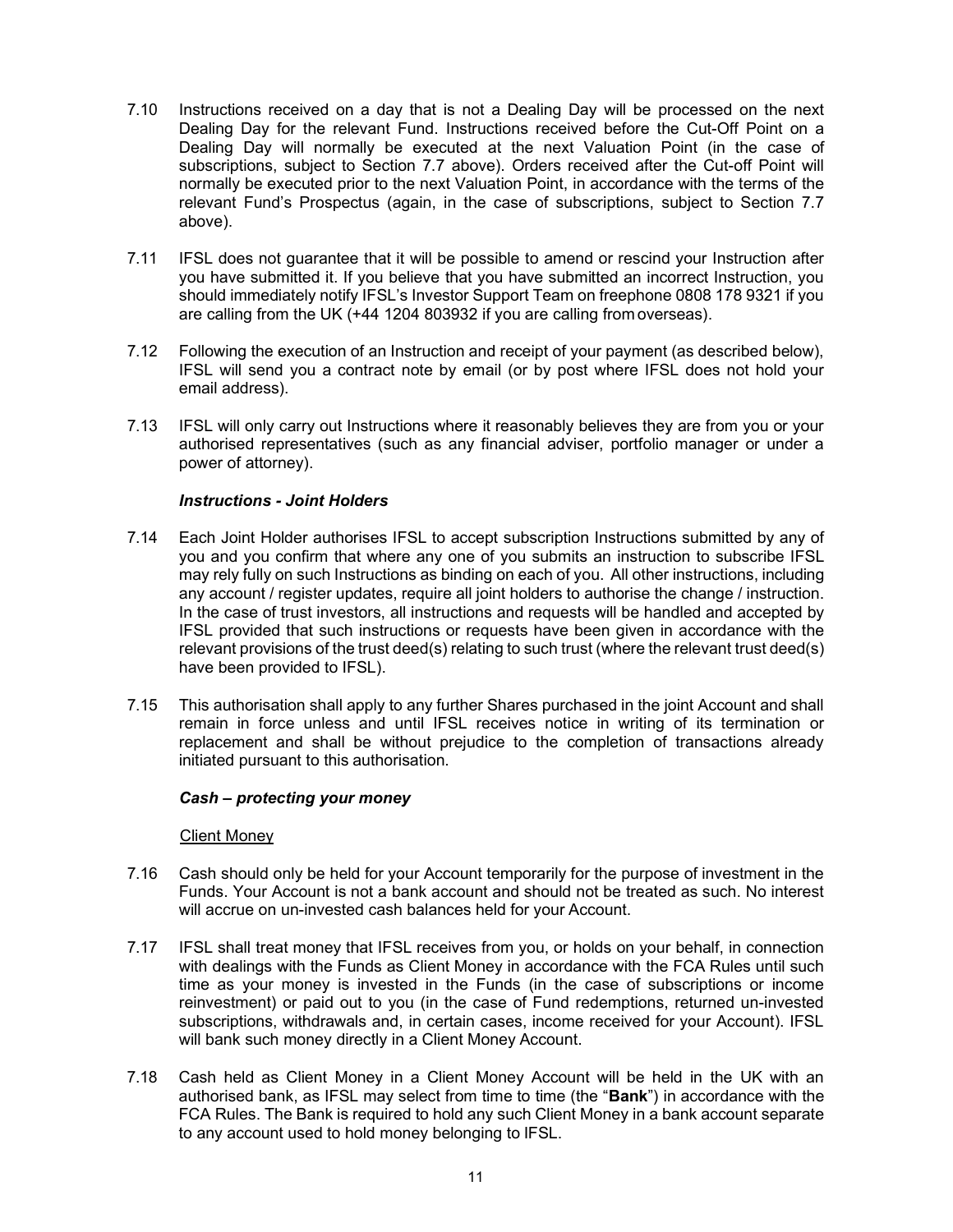7.10 Instructions received on a day that is not a Dealing Day will be processed on the next Dealing Day for the relevant Fund. Instructions received before the Cut-Off Point on a Dealing Day will normally be executed at the next Valuation Point (in the case of subscriptions, subject to Section 7.7 above). Orders received after the Cut-off Point will normally be executed prior to the next Valuation Point, in accordance with the terms of the relevant Fund's Prospectus (again, in the case of subscriptions, subject to Section 7.7 above).

7.11 IFSL does not guarantee that it will be possible to amend or rescind your Instruction after you have submitted it. If you believe that you have submitted an incorrect Instruction, you should immediately notify IFSL's Investor Support Team on freephone 0808 178 9321 if you are calling from the UK (+44 1204 803932 if you are calling from overseas).

7.12 Following the execution of an Instruction and receipt of your payment (as described below), IFSL will send you a contract note by email (or by post where IFSL does not hold your email address).

7.13 IFSL will only carry out Instructions where it reasonably believes they are from you or your authorised representatives (such as any financial adviser, portfolio manager or under a power of attorney).

***Instructions - Joint Holders***

7.14 Each Joint Holder authorises IFSL to accept subscription Instructions submitted by any of you and you confirm that where any one of you submits an instruction to subscribe IFSL may rely fully on such Instructions as binding on each of you. All other instructions, including any account / register updates, require all joint holders to authorise the change / instruction. In the case of trust investors, all instructions and requests will be handled and accepted by IFSL provided that such instructions or requests have been given in accordance with the relevant provisions of the trust deed(s) relating to such trust (where the relevant trust deed(s) have been provided to IFSL).

7.15 This authorisation shall apply to any further Shares purchased in the joint Account and shall remain in force unless and until IFSL receives notice in writing of its termination or replacement and shall be without prejudice to the completion of transactions already initiated pursuant to this authorisation.

***Cash – protecting your money***

Client Money

7.16 Cash should only be held for your Account temporarily for the purpose of investment in the Funds. Your Account is not a bank account and should not be treated as such. No interest will accrue on un-invested cash balances held for your Account.

7.17 IFSL shall treat money that IFSL receives from you, or holds on your behalf, in connection with dealings with the Funds as Client Money in accordance with the FCA Rules until such time as your money is invested in the Funds (in the case of subscriptions or income reinvestment) or paid out to you (in the case of Fund redemptions, returned un-invested subscriptions, withdrawals and, in certain cases, income received for your Account). IFSL will bank such money directly in a Client Money Account.

7.18 Cash held as Client Money in a Client Money Account will be held in the UK with an authorised bank, as IFSL may select from time to time (the "**Bank**") in accordance with the FCA Rules. The Bank is required to hold any such Client Money in a bank account separate to any account used to hold money belonging to IFSL.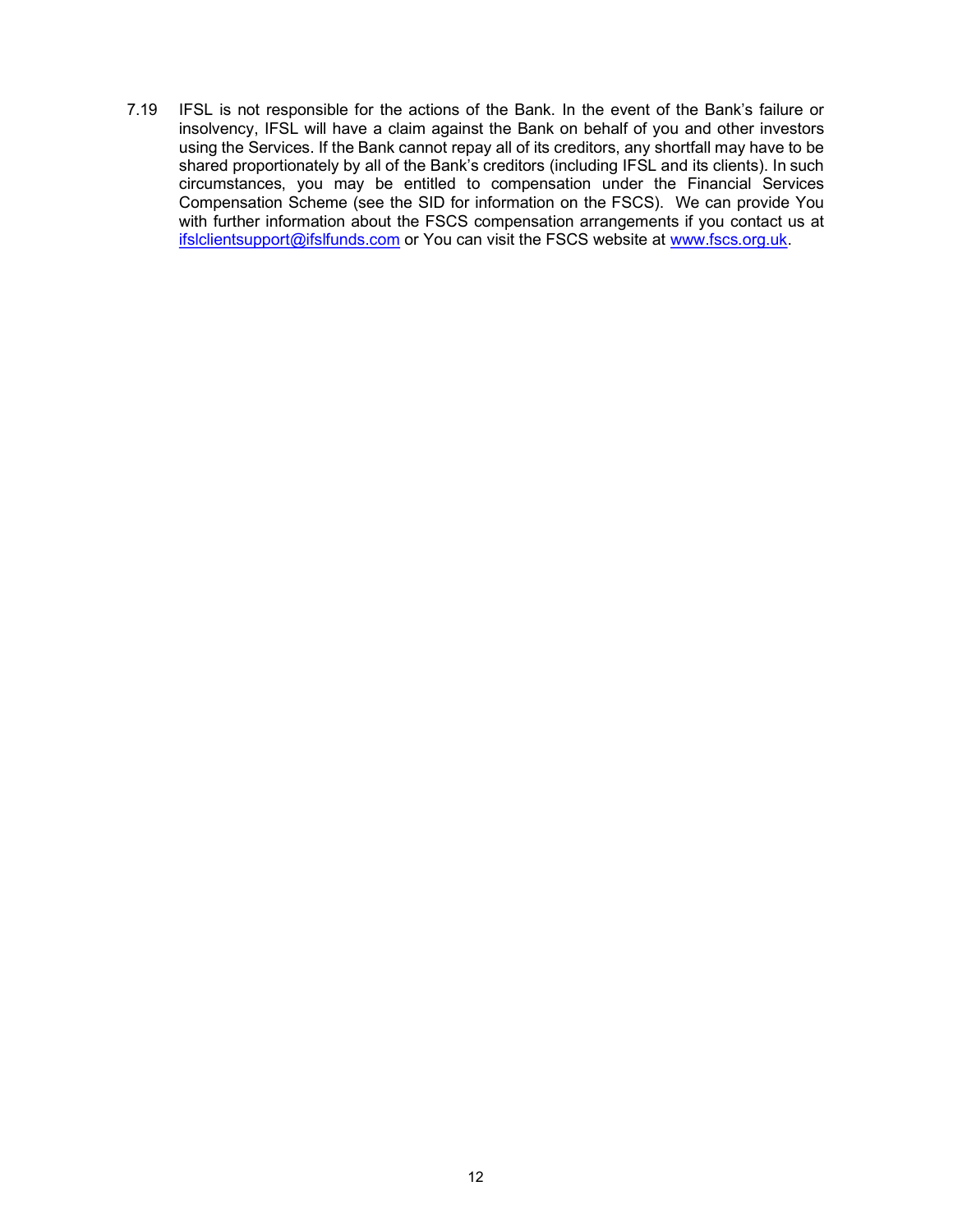7.19 IFSL is not responsible for the actions of the Bank. In the event of the Bank's failure or insolvency, IFSL will have a claim against the Bank on behalf of you and other investors using the Services. If the Bank cannot repay all of its creditors, any shortfall may have to be shared proportionately by all of the Bank's creditors (including IFSL and its clients). In such circumstances, you may be entitled to compensation under the Financial Services Compensation Scheme (see the SID for information on the FSCS). We can provide You with further information about the FSCS compensation arrangements if you contact us at ifslclientsupport@ifslfunds.com or You can visit the FSCS website at www.fscs.org.uk.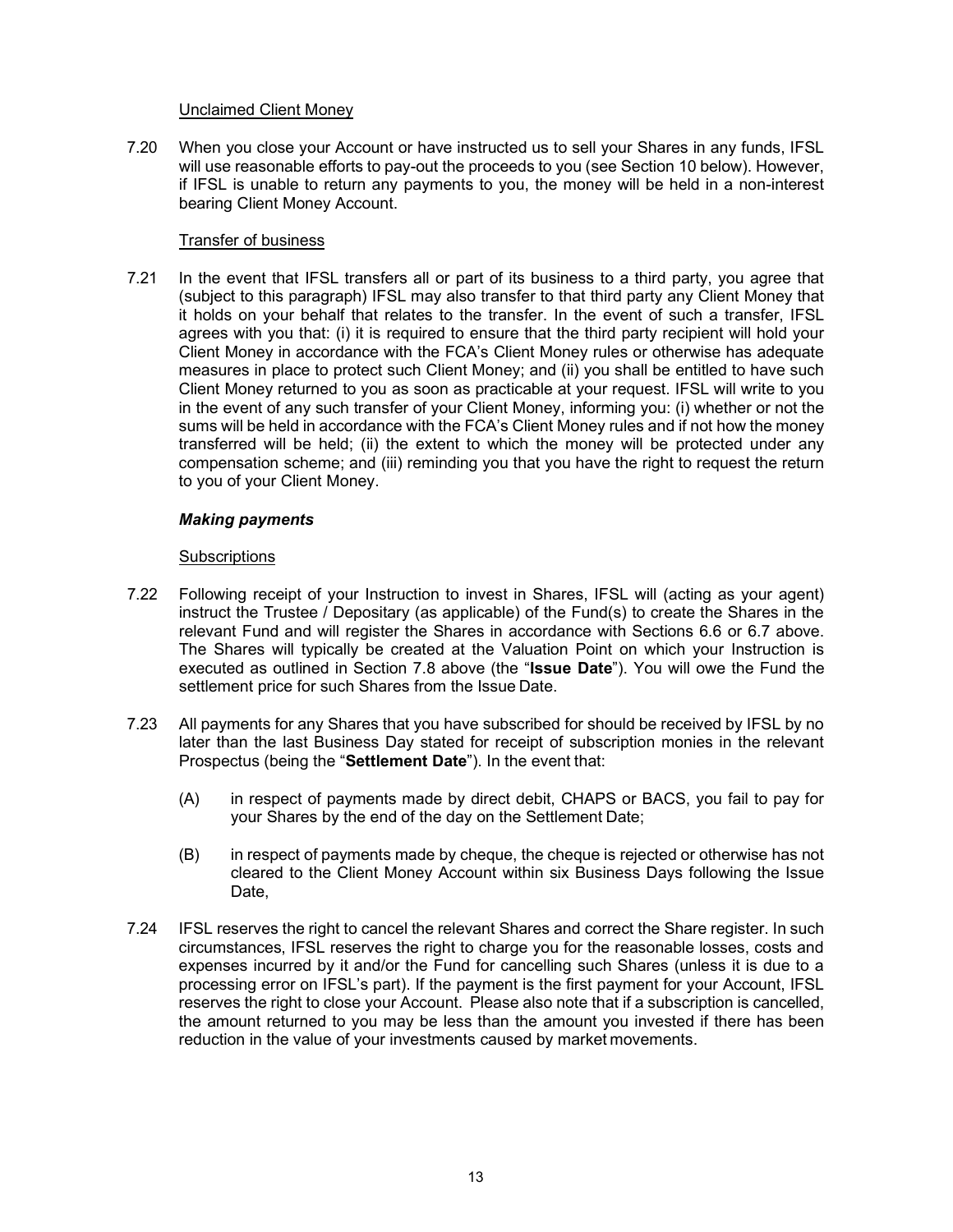Unclaimed Client Money

7.20 When you close your Account or have instructed us to sell your Shares in any funds, IFSL will use reasonable efforts to pay-out the proceeds to you (see Section 10 below). However, if IFSL is unable to return any payments to you, the money will be held in a non-interest bearing Client Money Account.

Transfer of business

7.21 In the event that IFSL transfers all or part of its business to a third party, you agree that (subject to this paragraph) IFSL may also transfer to that third party any Client Money that it holds on your behalf that relates to the transfer. In the event of such a transfer, IFSL agrees with you that: (i) it is required to ensure that the third party recipient will hold your Client Money in accordance with the FCA's Client Money rules or otherwise has adequate measures in place to protect such Client Money; and (ii) you shall be entitled to have such Client Money returned to you as soon as practicable at your request. IFSL will write to you in the event of any such transfer of your Client Money, informing you: (i) whether or not the sums will be held in accordance with the FCA's Client Money rules and if not how the money transferred will be held; (ii) the extent to which the money will be protected under any compensation scheme; and (iii) reminding you that you have the right to request the return to you of your Client Money.

***Making payments***

Subscriptions

7.22 Following receipt of your Instruction to invest in Shares, IFSL will (acting as your agent) instruct the Trustee / Depositary (as applicable) of the Fund(s) to create the Shares in the relevant Fund and will register the Shares in accordance with Sections 6.6 or 6.7 above. The Shares will typically be created at the Valuation Point on which your Instruction is executed as outlined in Section 7.8 above (the "**Issue Date**"). You will owe the Fund the settlement price for such Shares from the Issue Date.

7.23 All payments for any Shares that you have subscribed for should be received by IFSL by no later than the last Business Day stated for receipt of subscription monies in the relevant Prospectus (being the "**Settlement Date**"). In the event that:

(A) in respect of payments made by direct debit, CHAPS or BACS, you fail to pay for your Shares by the end of the day on the Settlement Date;

(B) in respect of payments made by cheque, the cheque is rejected or otherwise has not cleared to the Client Money Account within six Business Days following the Issue Date,

7.24 IFSL reserves the right to cancel the relevant Shares and correct the Share register. In such circumstances, IFSL reserves the right to charge you for the reasonable losses, costs and expenses incurred by it and/or the Fund for cancelling such Shares (unless it is due to a processing error on IFSL's part). If the payment is the first payment for your Account, IFSL reserves the right to close your Account. Please also note that if a subscription is cancelled, the amount returned to you may be less than the amount you invested if there has been reduction in the value of your investments caused by market movements.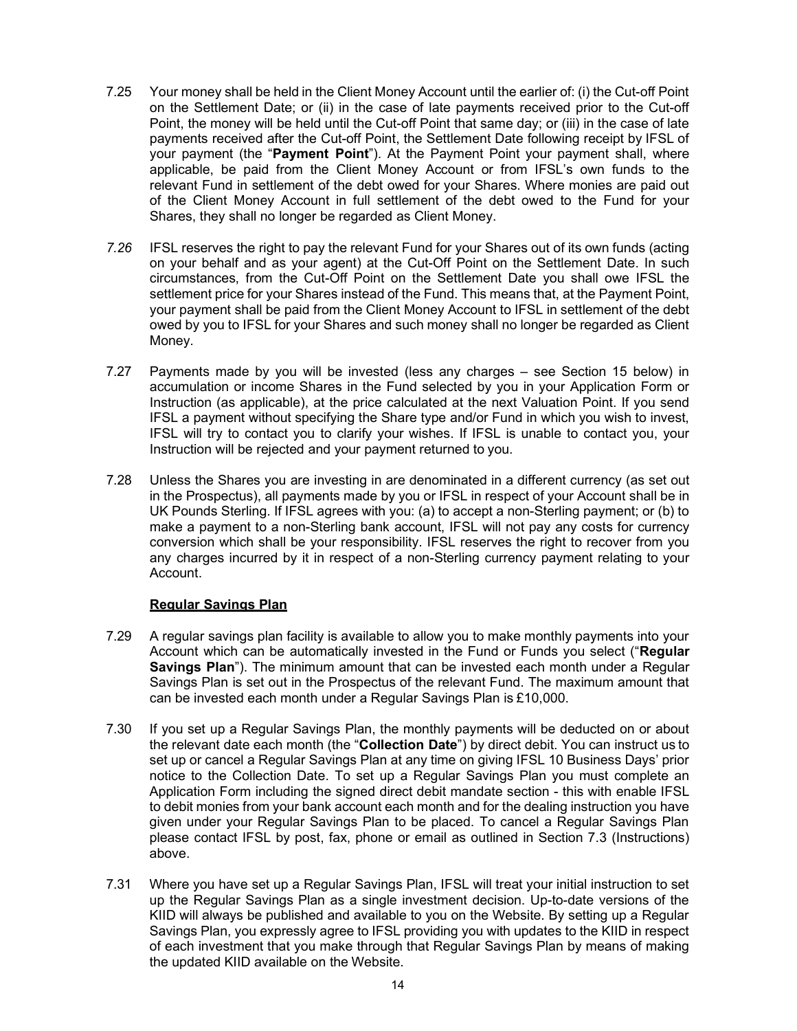7.25 Your money shall be held in the Client Money Account until the earlier of: (i) the Cut-off Point on the Settlement Date; or (ii) in the case of late payments received prior to the Cut-off Point, the money will be held until the Cut-off Point that same day; or (iii) in the case of late payments received after the Cut-off Point, the Settlement Date following receipt by IFSL of your payment (the "**Payment Point**"). At the Payment Point your payment shall, where applicable, be paid from the Client Money Account or from IFSL's own funds to the relevant Fund in settlement of the debt owed for your Shares. Where monies are paid out of the Client Money Account in full settlement of the debt owed to the Fund for your Shares, they shall no longer be regarded as Client Money.

*7.26* IFSL reserves the right to pay the relevant Fund for your Shares out of its own funds (acting on your behalf and as your agent) at the Cut-Off Point on the Settlement Date. In such circumstances, from the Cut-Off Point on the Settlement Date you shall owe IFSL the settlement price for your Shares instead of the Fund. This means that, at the Payment Point, your payment shall be paid from the Client Money Account to IFSL in settlement of the debt owed by you to IFSL for your Shares and such money shall no longer be regarded as Client Money.

7.27 Payments made by you will be invested (less any charges – see Section 15 below) in accumulation or income Shares in the Fund selected by you in your Application Form or Instruction (as applicable), at the price calculated at the next Valuation Point. If you send IFSL a payment without specifying the Share type and/or Fund in which you wish to invest, IFSL will try to contact you to clarify your wishes. If IFSL is unable to contact you, your Instruction will be rejected and your payment returned to you.

7.28 Unless the Shares you are investing in are denominated in a different currency (as set out in the Prospectus), all payments made by you or IFSL in respect of your Account shall be in UK Pounds Sterling. If IFSL agrees with you: (a) to accept a non-Sterling payment; or (b) to make a payment to a non-Sterling bank account, IFSL will not pay any costs for currency conversion which shall be your responsibility. IFSL reserves the right to recover from you any charges incurred by it in respect of a non-Sterling currency payment relating to your Account.

**Regular Savings Plan**

7.29 A regular savings plan facility is available to allow you to make monthly payments into your Account which can be automatically invested in the Fund or Funds you select ("**Regular Savings Plan**"). The minimum amount that can be invested each month under a Regular Savings Plan is set out in the Prospectus of the relevant Fund. The maximum amount that can be invested each month under a Regular Savings Plan is £10,000.

7.30 If you set up a Regular Savings Plan, the monthly payments will be deducted on or about the relevant date each month (the "**Collection Date**") by direct debit. You can instruct us to set up or cancel a Regular Savings Plan at any time on giving IFSL 10 Business Days' prior notice to the Collection Date. To set up a Regular Savings Plan you must complete an Application Form including the signed direct debit mandate section - this with enable IFSL to debit monies from your bank account each month and for the dealing instruction you have given under your Regular Savings Plan to be placed. To cancel a Regular Savings Plan please contact IFSL by post, fax, phone or email as outlined in Section 7.3 (Instructions) above.

7.31 Where you have set up a Regular Savings Plan, IFSL will treat your initial instruction to set up the Regular Savings Plan as a single investment decision. Up-to-date versions of the KIID will always be published and available to you on the Website. By setting up a Regular Savings Plan, you expressly agree to IFSL providing you with updates to the KIID in respect of each investment that you make through that Regular Savings Plan by means of making the updated KIID available on the Website.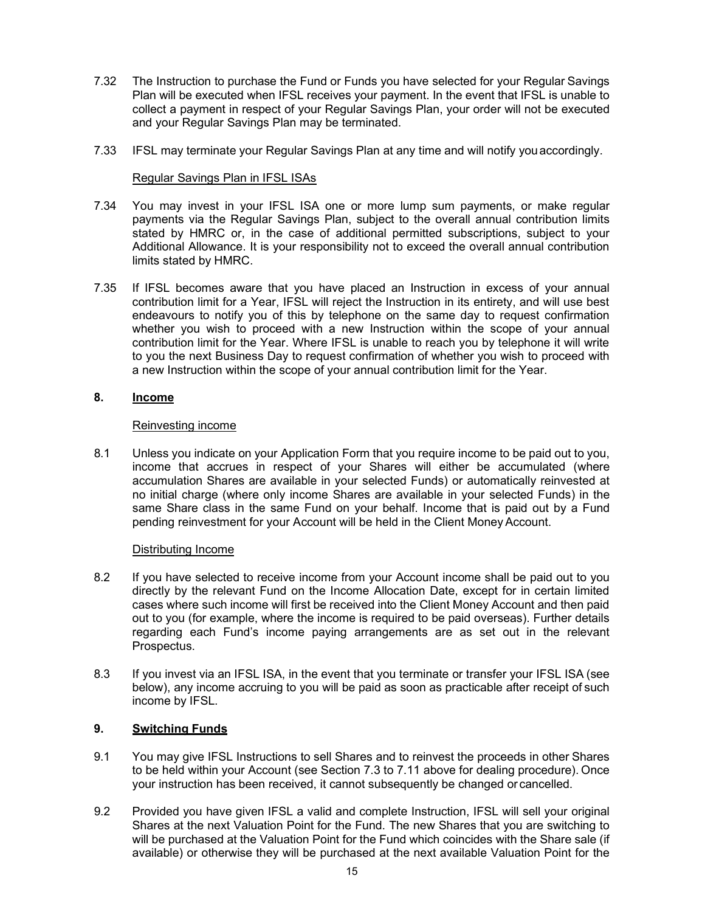7.32 The Instruction to purchase the Fund or Funds you have selected for your Regular Savings Plan will be executed when IFSL receives your payment. In the event that IFSL is unable to collect a payment in respect of your Regular Savings Plan, your order will not be executed and your Regular Savings Plan may be terminated.

7.33 IFSL may terminate your Regular Savings Plan at any time and will notify you accordingly.

<u>Regular Savings Plan in IFSL ISAs</u>

7.34 You may invest in your IFSL ISA one or more lump sum payments, or make regular payments via the Regular Savings Plan, subject to the overall annual contribution limits stated by HMRC or, in the case of additional permitted subscriptions, subject to your Additional Allowance. It is your responsibility not to exceed the overall annual contribution limits stated by HMRC.

7.35 If IFSL becomes aware that you have placed an Instruction in excess of your annual contribution limit for a Year, IFSL will reject the Instruction in its entirety, and will use best endeavours to notify you of this by telephone on the same day to request confirmation whether you wish to proceed with a new Instruction within the scope of your annual contribution limit for the Year. Where IFSL is unable to reach you by telephone it will write to you the next Business Day to request confirmation of whether you wish to proceed with a new Instruction within the scope of your annual contribution limit for the Year.

## 8. Income

<u>Reinvesting income</u>

8.1 Unless you indicate on your Application Form that you require income to be paid out to you, income that accrues in respect of your Shares will either be accumulated (where accumulation Shares are available in your selected Funds) or automatically reinvested at no initial charge (where only income Shares are available in your selected Funds) in the same Share class in the same Fund on your behalf. Income that is paid out by a Fund pending reinvestment for your Account will be held in the Client Money Account.

<u>Distributing Income</u>

8.2 If you have selected to receive income from your Account income shall be paid out to you directly by the relevant Fund on the Income Allocation Date, except for in certain limited cases where such income will first be received into the Client Money Account and then paid out to you (for example, where the income is required to be paid overseas). Further details regarding each Fund's income paying arrangements are as set out in the relevant Prospectus.

8.3 If you invest via an IFSL ISA, in the event that you terminate or transfer your IFSL ISA (see below), any income accruing to you will be paid as soon as practicable after receipt of such income by IFSL.

## 9. Switching Funds

9.1 You may give IFSL Instructions to sell Shares and to reinvest the proceeds in other Shares to be held within your Account (see Section 7.3 to 7.11 above for dealing procedure). Once your instruction has been received, it cannot subsequently be changed or cancelled.

9.2 Provided you have given IFSL a valid and complete Instruction, IFSL will sell your original Shares at the next Valuation Point for the Fund. The new Shares that you are switching to will be purchased at the Valuation Point for the Fund which coincides with the Share sale (if available) or otherwise they will be purchased at the next available Valuation Point for the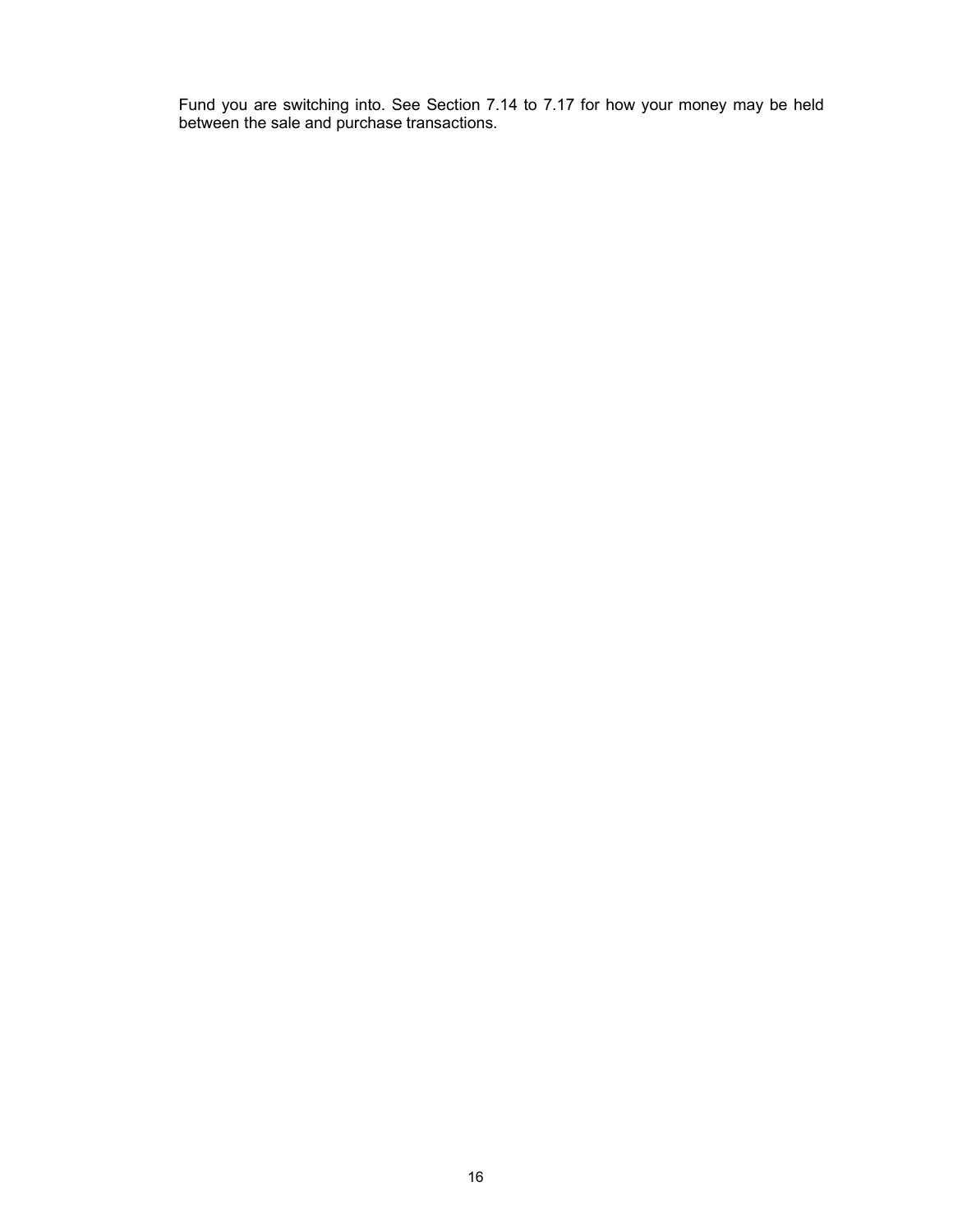Fund you are switching into. See Section 7.14 to 7.17 for how your money may be held between the sale and purchase transactions.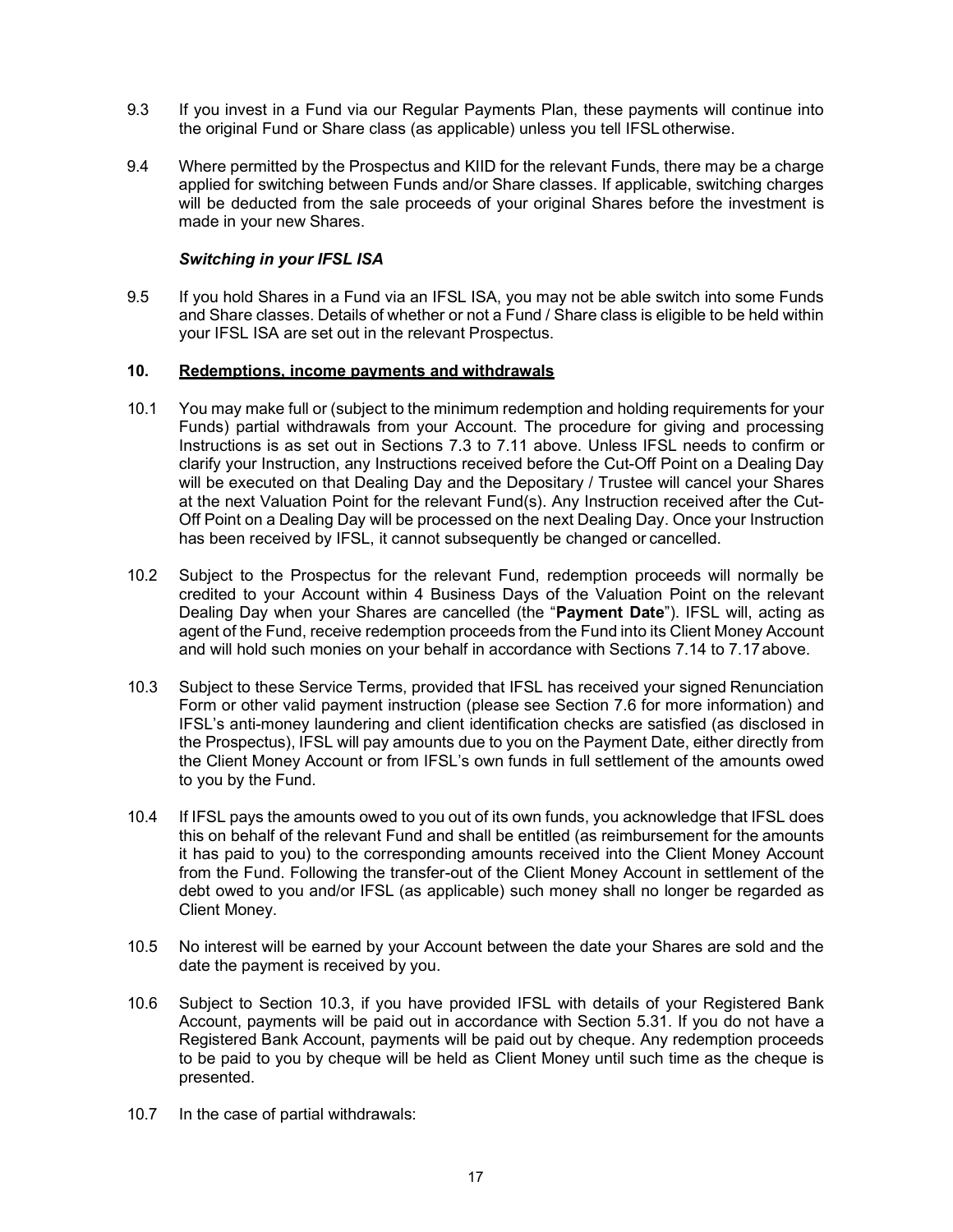9.3 If you invest in a Fund via our Regular Payments Plan, these payments will continue into the original Fund or Share class (as applicable) unless you tell IFSL otherwise.

9.4 Where permitted by the Prospectus and KIID for the relevant Funds, there may be a charge applied for switching between Funds and/or Share classes. If applicable, switching charges will be deducted from the sale proceeds of your original Shares before the investment is made in your new Shares.

***Switching in your IFSL ISA***

9.5 If you hold Shares in a Fund via an IFSL ISA, you may not be able switch into some Funds and Share classes. Details of whether or not a Fund / Share class is eligible to be held within your IFSL ISA are set out in the relevant Prospectus.

## 10. Redemptions, income payments and withdrawals

10.1 You may make full or (subject to the minimum redemption and holding requirements for your Funds) partial withdrawals from your Account. The procedure for giving and processing Instructions is as set out in Sections 7.3 to 7.11 above. Unless IFSL needs to confirm or clarify your Instruction, any Instructions received before the Cut-Off Point on a Dealing Day will be executed on that Dealing Day and the Depositary / Trustee will cancel your Shares at the next Valuation Point for the relevant Fund(s). Any Instruction received after the Cut-Off Point on a Dealing Day will be processed on the next Dealing Day. Once your Instruction has been received by IFSL, it cannot subsequently be changed or cancelled.

10.2 Subject to the Prospectus for the relevant Fund, redemption proceeds will normally be credited to your Account within 4 Business Days of the Valuation Point on the relevant Dealing Day when your Shares are cancelled (the "**Payment Date**"). IFSL will, acting as agent of the Fund, receive redemption proceeds from the Fund into its Client Money Account and will hold such monies on your behalf in accordance with Sections 7.14 to 7.17 above.

10.3 Subject to these Service Terms, provided that IFSL has received your signed Renunciation Form or other valid payment instruction (please see Section 7.6 for more information) and IFSL's anti-money laundering and client identification checks are satisfied (as disclosed in the Prospectus), IFSL will pay amounts due to you on the Payment Date, either directly from the Client Money Account or from IFSL's own funds in full settlement of the amounts owed to you by the Fund.

10.4 If IFSL pays the amounts owed to you out of its own funds, you acknowledge that IFSL does this on behalf of the relevant Fund and shall be entitled (as reimbursement for the amounts it has paid to you) to the corresponding amounts received into the Client Money Account from the Fund. Following the transfer-out of the Client Money Account in settlement of the debt owed to you and/or IFSL (as applicable) such money shall no longer be regarded as Client Money.

10.5 No interest will be earned by your Account between the date your Shares are sold and the date the payment is received by you.

10.6 Subject to Section 10.3, if you have provided IFSL with details of your Registered Bank Account, payments will be paid out in accordance with Section 5.31. If you do not have a Registered Bank Account, payments will be paid out by cheque. Any redemption proceeds to be paid to you by cheque will be held as Client Money until such time as the cheque is presented.

10.7 In the case of partial withdrawals: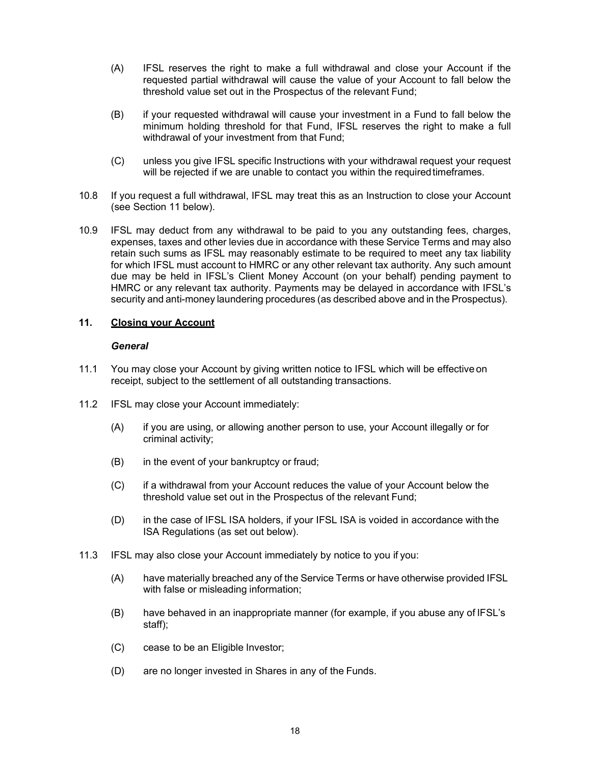(A) IFSL reserves the right to make a full withdrawal and close your Account if the requested partial withdrawal will cause the value of your Account to fall below the threshold value set out in the Prospectus of the relevant Fund;

(B) if your requested withdrawal will cause your investment in a Fund to fall below the minimum holding threshold for that Fund, IFSL reserves the right to make a full withdrawal of your investment from that Fund;

(C) unless you give IFSL specific Instructions with your withdrawal request your request will be rejected if we are unable to contact you within the required timeframes.

10.8 If you request a full withdrawal, IFSL may treat this as an Instruction to close your Account (see Section 11 below).

10.9 IFSL may deduct from any withdrawal to be paid to you any outstanding fees, charges, expenses, taxes and other levies due in accordance with these Service Terms and may also retain such sums as IFSL may reasonably estimate to be required to meet any tax liability for which IFSL must account to HMRC or any other relevant tax authority. Any such amount due may be held in IFSL's Client Money Account (on your behalf) pending payment to HMRC or any relevant tax authority. Payments may be delayed in accordance with IFSL's security and anti-money laundering procedures (as described above and in the Prospectus).

## 11. <u>Closing your Account</u>

***General***

11.1 You may close your Account by giving written notice to IFSL which will be effective on receipt, subject to the settlement of all outstanding transactions.

11.2 IFSL may close your Account immediately:

(A) if you are using, or allowing another person to use, your Account illegally or for criminal activity;

(B) in the event of your bankruptcy or fraud;

(C) if a withdrawal from your Account reduces the value of your Account below the threshold value set out in the Prospectus of the relevant Fund;

(D) in the case of IFSL ISA holders, if your IFSL ISA is voided in accordance with the ISA Regulations (as set out below).

11.3 IFSL may also close your Account immediately by notice to you if you:

(A) have materially breached any of the Service Terms or have otherwise provided IFSL with false or misleading information;

(B) have behaved in an inappropriate manner (for example, if you abuse any of IFSL's staff);

(C) cease to be an Eligible Investor;

(D) are no longer invested in Shares in any of the Funds.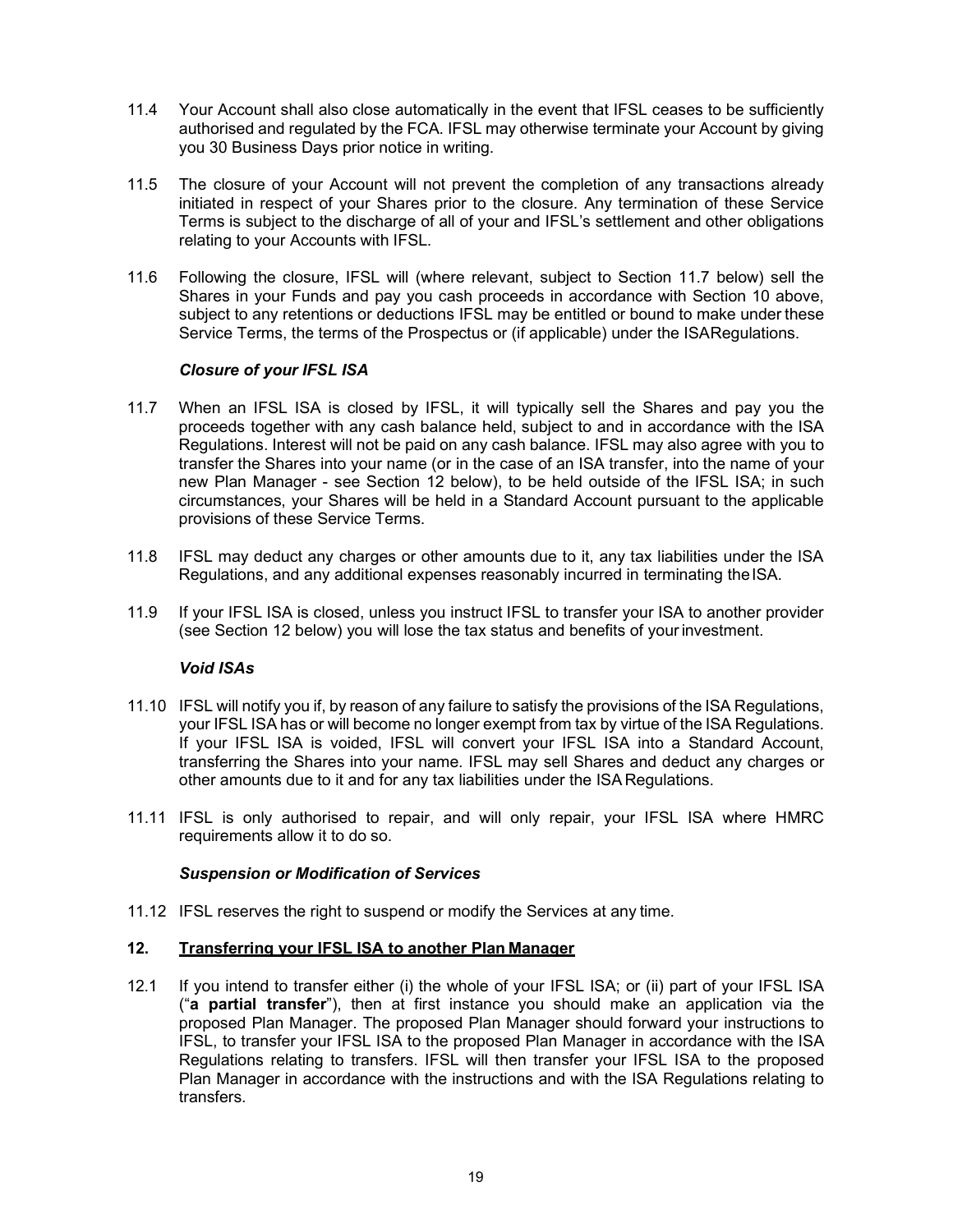11.4 Your Account shall also close automatically in the event that IFSL ceases to be sufficiently authorised and regulated by the FCA. IFSL may otherwise terminate your Account by giving you 30 Business Days prior notice in writing.

11.5 The closure of your Account will not prevent the completion of any transactions already initiated in respect of your Shares prior to the closure. Any termination of these Service Terms is subject to the discharge of all of your and IFSL's settlement and other obligations relating to your Accounts with IFSL.

11.6 Following the closure, IFSL will (where relevant, subject to Section 11.7 below) sell the Shares in your Funds and pay you cash proceeds in accordance with Section 10 above, subject to any retentions or deductions IFSL may be entitled or bound to make under these Service Terms, the terms of the Prospectus or (if applicable) under the ISA Regulations.

***Closure of your IFSL ISA***

11.7 When an IFSL ISA is closed by IFSL, it will typically sell the Shares and pay you the proceeds together with any cash balance held, subject to and in accordance with the ISA Regulations. Interest will not be paid on any cash balance. IFSL may also agree with you to transfer the Shares into your name (or in the case of an ISA transfer, into the name of your new Plan Manager - see Section 12 below), to be held outside of the IFSL ISA; in such circumstances, your Shares will be held in a Standard Account pursuant to the applicable provisions of these Service Terms.

11.8 IFSL may deduct any charges or other amounts due to it, any tax liabilities under the ISA Regulations, and any additional expenses reasonably incurred in terminating the ISA.

11.9 If your IFSL ISA is closed, unless you instruct IFSL to transfer your ISA to another provider (see Section 12 below) you will lose the tax status and benefits of your investment.

***Void ISAs***

11.10 IFSL will notify you if, by reason of any failure to satisfy the provisions of the ISA Regulations, your IFSL ISA has or will become no longer exempt from tax by virtue of the ISA Regulations. If your IFSL ISA is voided, IFSL will convert your IFSL ISA into a Standard Account, transferring the Shares into your name. IFSL may sell Shares and deduct any charges or other amounts due to it and for any tax liabilities under the ISA Regulations.

11.11 IFSL is only authorised to repair, and will only repair, your IFSL ISA where HMRC requirements allow it to do so.

***Suspension or Modification of Services***

11.12 IFSL reserves the right to suspend or modify the Services at any time.

## 12. Transferring your IFSL ISA to another Plan Manager

12.1 If you intend to transfer either (i) the whole of your IFSL ISA; or (ii) part of your IFSL ISA ("**a partial transfer**"), then at first instance you should make an application via the proposed Plan Manager. The proposed Plan Manager should forward your instructions to IFSL, to transfer your IFSL ISA to the proposed Plan Manager in accordance with the ISA Regulations relating to transfers. IFSL will then transfer your IFSL ISA to the proposed Plan Manager in accordance with the instructions and with the ISA Regulations relating to transfers.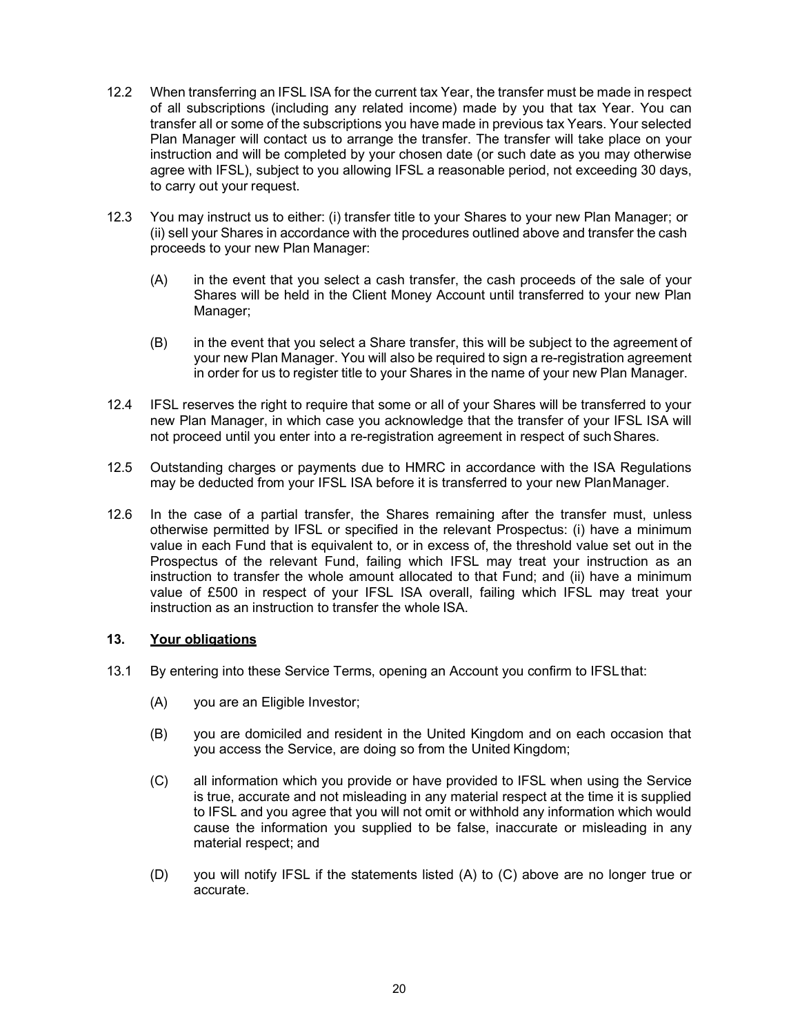12.2 When transferring an IFSL ISA for the current tax Year, the transfer must be made in respect of all subscriptions (including any related income) made by you that tax Year. You can transfer all or some of the subscriptions you have made in previous tax Years. Your selected Plan Manager will contact us to arrange the transfer. The transfer will take place on your instruction and will be completed by your chosen date (or such date as you may otherwise agree with IFSL), subject to you allowing IFSL a reasonable period, not exceeding 30 days, to carry out your request.

12.3 You may instruct us to either: (i) transfer title to your Shares to your new Plan Manager; or (ii) sell your Shares in accordance with the procedures outlined above and transfer the cash proceeds to your new Plan Manager:

(A) in the event that you select a cash transfer, the cash proceeds of the sale of your Shares will be held in the Client Money Account until transferred to your new Plan Manager;

(B) in the event that you select a Share transfer, this will be subject to the agreement of your new Plan Manager. You will also be required to sign a re-registration agreement in order for us to register title to your Shares in the name of your new Plan Manager.

12.4 IFSL reserves the right to require that some or all of your Shares will be transferred to your new Plan Manager, in which case you acknowledge that the transfer of your IFSL ISA will not proceed until you enter into a re-registration agreement in respect of such Shares.

12.5 Outstanding charges or payments due to HMRC in accordance with the ISA Regulations may be deducted from your IFSL ISA before it is transferred to your new Plan Manager.

12.6 In the case of a partial transfer, the Shares remaining after the transfer must, unless otherwise permitted by IFSL or specified in the relevant Prospectus: (i) have a minimum value in each Fund that is equivalent to, or in excess of, the threshold value set out in the Prospectus of the relevant Fund, failing which IFSL may treat your instruction as an instruction to transfer the whole amount allocated to that Fund; and (ii) have a minimum value of £500 in respect of your IFSL ISA overall, failing which IFSL may treat your instruction as an instruction to transfer the whole ISA.

## 13. Your obligations

13.1 By entering into these Service Terms, opening an Account you confirm to IFSL that:

(A) you are an Eligible Investor;

(B) you are domiciled and resident in the United Kingdom and on each occasion that you access the Service, are doing so from the United Kingdom;

(C) all information which you provide or have provided to IFSL when using the Service is true, accurate and not misleading in any material respect at the time it is supplied to IFSL and you agree that you will not omit or withhold any information which would cause the information you supplied to be false, inaccurate or misleading in any material respect; and

(D) you will notify IFSL if the statements listed (A) to (C) above are no longer true or accurate.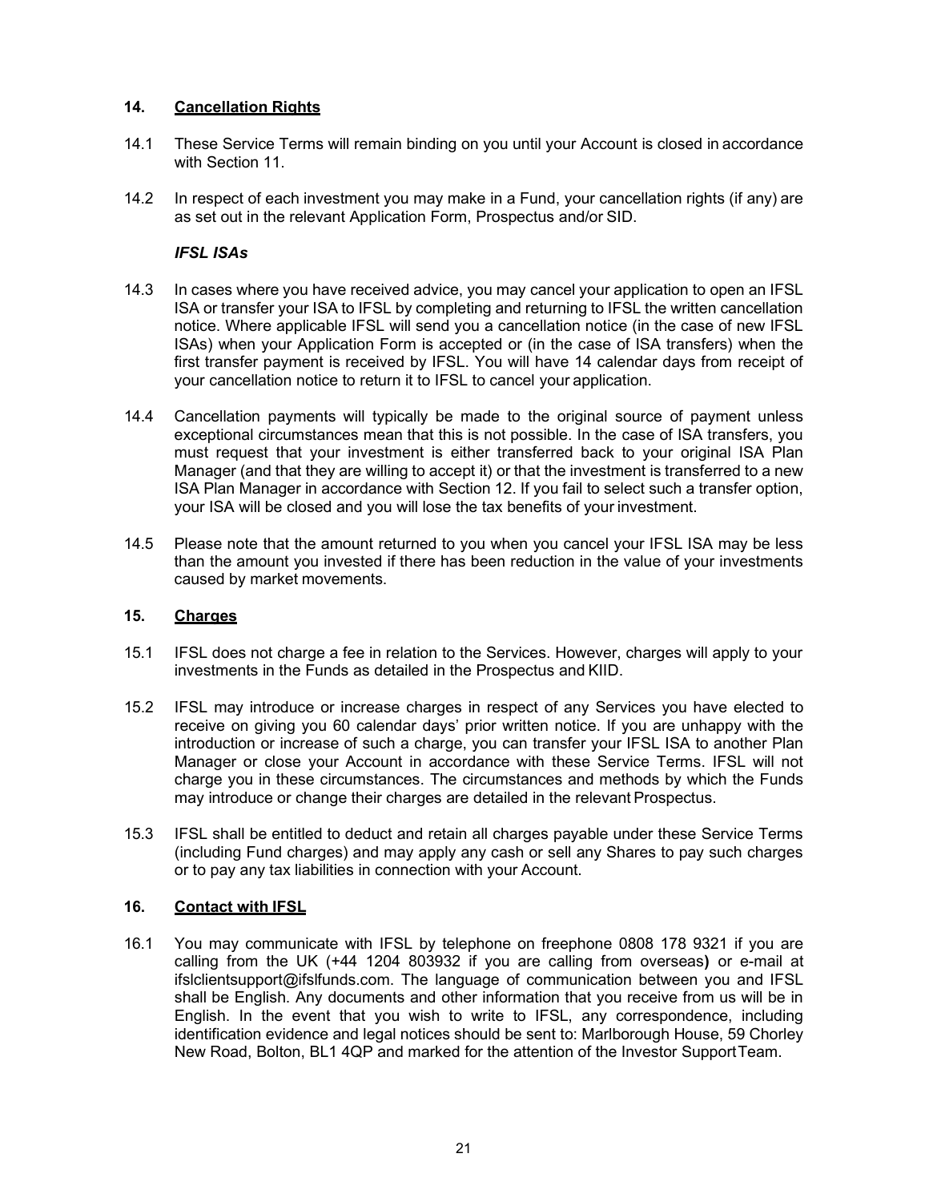## 14. Cancellation Rights

14.1 These Service Terms will remain binding on you until your Account is closed in accordance with Section 11.

14.2 In respect of each investment you may make in a Fund, your cancellation rights (if any) are as set out in the relevant Application Form, Prospectus and/or SID.

### *IFSL ISAs*

14.3 In cases where you have received advice, you may cancel your application to open an IFSL ISA or transfer your ISA to IFSL by completing and returning to IFSL the written cancellation notice. Where applicable IFSL will send you a cancellation notice (in the case of new IFSL ISAs) when your Application Form is accepted or (in the case of ISA transfers) when the first transfer payment is received by IFSL. You will have 14 calendar days from receipt of your cancellation notice to return it to IFSL to cancel your application.

14.4 Cancellation payments will typically be made to the original source of payment unless exceptional circumstances mean that this is not possible. In the case of ISA transfers, you must request that your investment is either transferred back to your original ISA Plan Manager (and that they are willing to accept it) or that the investment is transferred to a new ISA Plan Manager in accordance with Section 12. If you fail to select such a transfer option, your ISA will be closed and you will lose the tax benefits of your investment.

14.5 Please note that the amount returned to you when you cancel your IFSL ISA may be less than the amount you invested if there has been reduction in the value of your investments caused by market movements.

## 15. Charges

15.1 IFSL does not charge a fee in relation to the Services. However, charges will apply to your investments in the Funds as detailed in the Prospectus and KIID.

15.2 IFSL may introduce or increase charges in respect of any Services you have elected to receive on giving you 60 calendar days' prior written notice. If you are unhappy with the introduction or increase of such a charge, you can transfer your IFSL ISA to another Plan Manager or close your Account in accordance with these Service Terms. IFSL will not charge you in these circumstances. The circumstances and methods by which the Funds may introduce or change their charges are detailed in the relevant Prospectus.

15.3 IFSL shall be entitled to deduct and retain all charges payable under these Service Terms (including Fund charges) and may apply any cash or sell any Shares to pay such charges or to pay any tax liabilities in connection with your Account.

## 16. Contact with IFSL

16.1 You may communicate with IFSL by telephone on freephone 0808 178 9321 if you are calling from the UK (+44 1204 803932 if you are calling from overseas) or e-mail at ifslclientsupport@ifslfunds.com. The language of communication between you and IFSL shall be English. Any documents and other information that you receive from us will be in English. In the event that you wish to write to IFSL, any correspondence, including identification evidence and legal notices should be sent to: Marlborough House, 59 Chorley New Road, Bolton, BL1 4QP and marked for the attention of the Investor Support Team.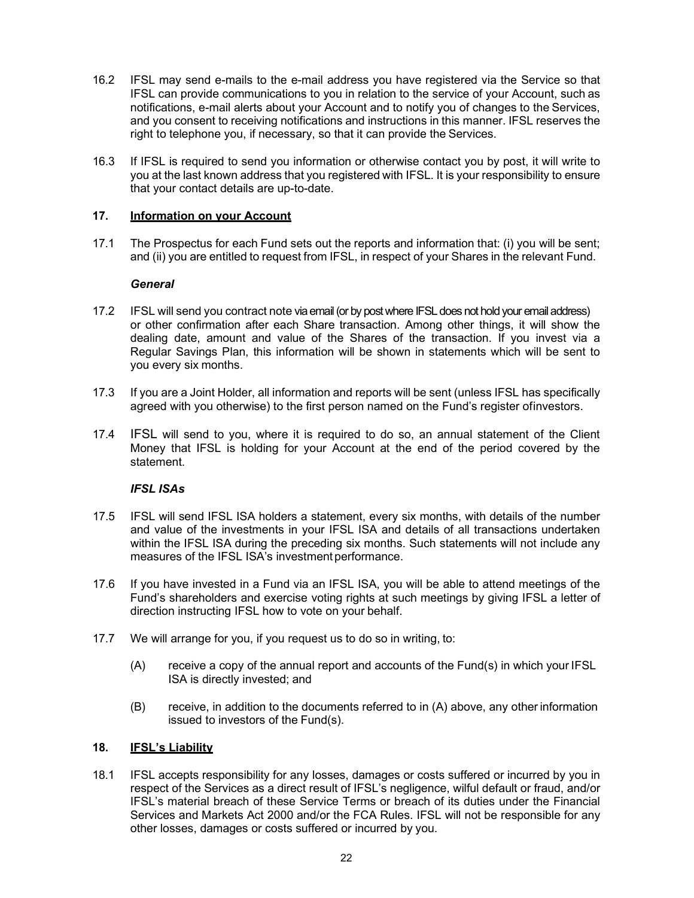16.2 IFSL may send e-mails to the e-mail address you have registered via the Service so that IFSL can provide communications to you in relation to the service of your Account, such as notifications, e-mail alerts about your Account and to notify you of changes to the Services, and you consent to receiving notifications and instructions in this manner. IFSL reserves the right to telephone you, if necessary, so that it can provide the Services.

16.3 If IFSL is required to send you information or otherwise contact you by post, it will write to you at the last known address that you registered with IFSL. It is your responsibility to ensure that your contact details are up-to-date.

## 17. Information on your Account

17.1 The Prospectus for each Fund sets out the reports and information that: (i) you will be sent; and (ii) you are entitled to request from IFSL, in respect of your Shares in the relevant Fund.

***General***

17.2 IFSL will send you contract note via email (or by post where IFSL does not hold your email address) or other confirmation after each Share transaction. Among other things, it will show the dealing date, amount and value of the Shares of the transaction. If you invest via a Regular Savings Plan, this information will be shown in statements which will be sent to you every six months.

17.3 If you are a Joint Holder, all information and reports will be sent (unless IFSL has specifically agreed with you otherwise) to the first person named on the Fund's register ofinvestors.

17.4 IFSL will send to you, where it is required to do so, an annual statement of the Client Money that IFSL is holding for your Account at the end of the period covered by the statement.

***IFSL ISAs***

17.5 IFSL will send IFSL ISA holders a statement, every six months, with details of the number and value of the investments in your IFSL ISA and details of all transactions undertaken within the IFSL ISA during the preceding six months. Such statements will not include any measures of the IFSL ISA's investment performance.

17.6 If you have invested in a Fund via an IFSL ISA, you will be able to attend meetings of the Fund's shareholders and exercise voting rights at such meetings by giving IFSL a letter of direction instructing IFSL how to vote on your behalf.

17.7 We will arrange for you, if you request us to do so in writing, to:

(A) receive a copy of the annual report and accounts of the Fund(s) in which your IFSL ISA is directly invested; and

(B) receive, in addition to the documents referred to in (A) above, any other information issued to investors of the Fund(s).

## 18. IFSL's Liability

18.1 IFSL accepts responsibility for any losses, damages or costs suffered or incurred by you in respect of the Services as a direct result of IFSL's negligence, wilful default or fraud, and/or IFSL's material breach of these Service Terms or breach of its duties under the Financial Services and Markets Act 2000 and/or the FCA Rules. IFSL will not be responsible for any other losses, damages or costs suffered or incurred by you.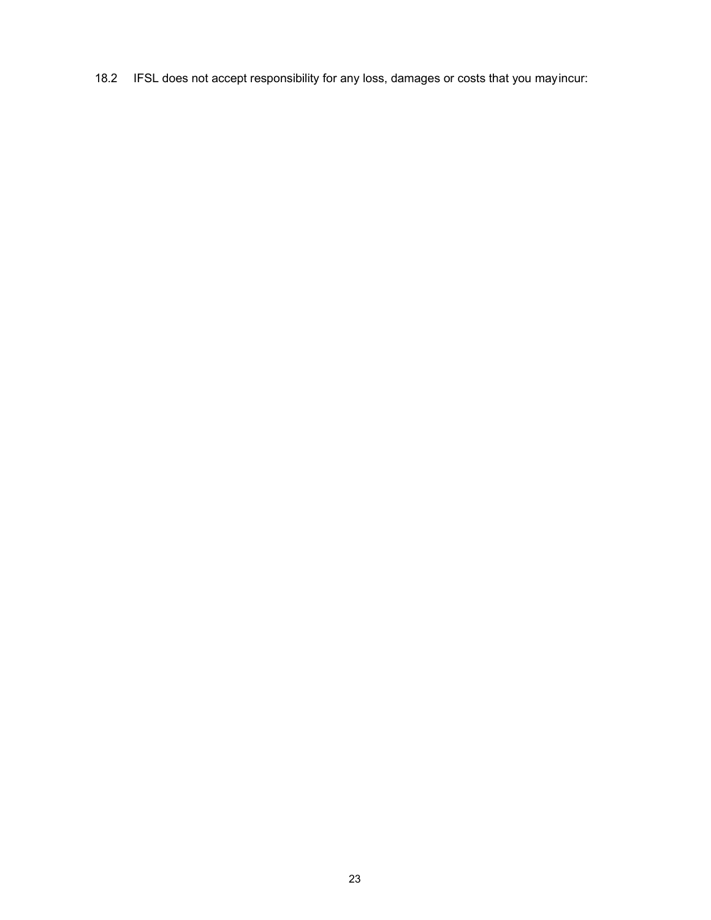18.2 IFSL does not accept responsibility for any loss, damages or costs that you may incur: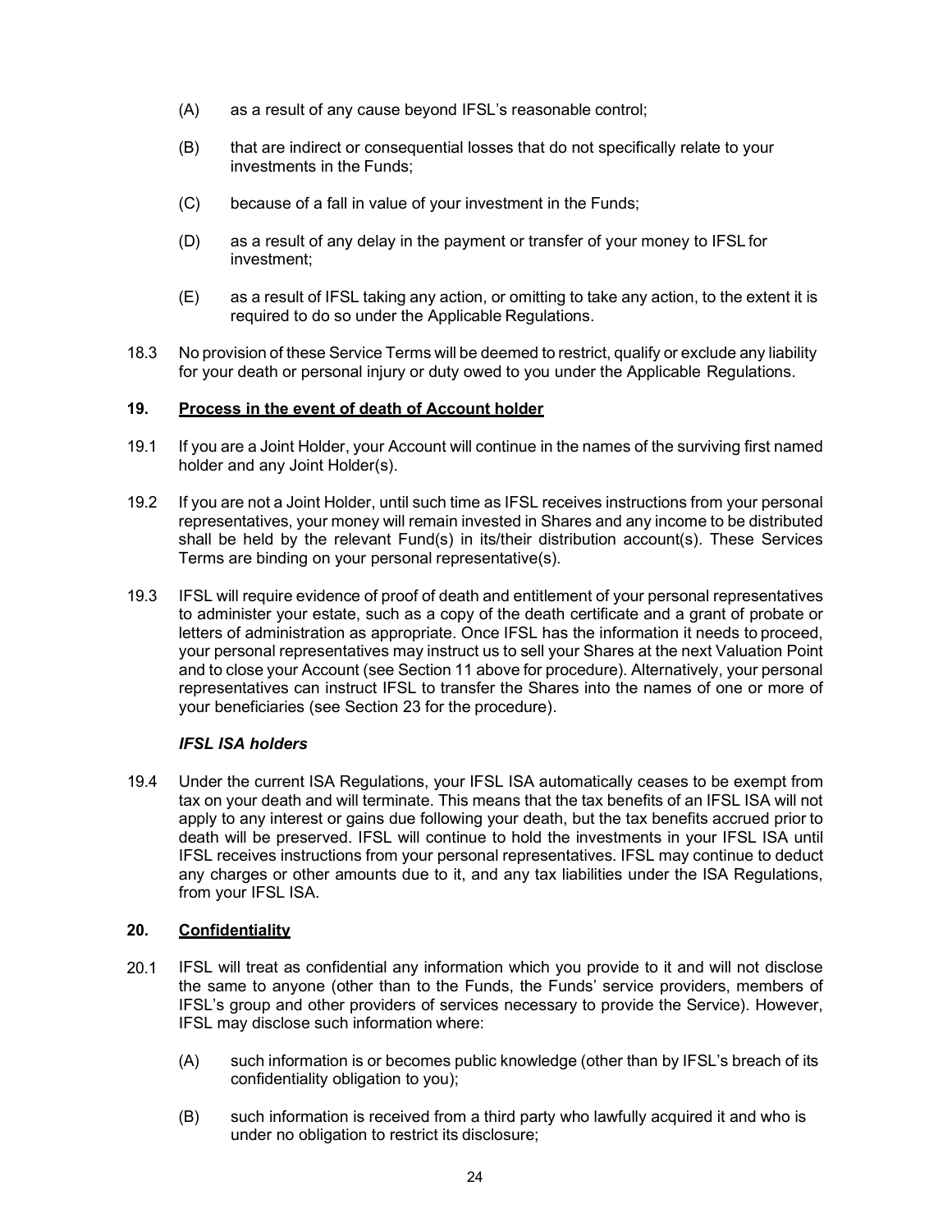(A) as a result of any cause beyond IFSL's reasonable control;

(B) that are indirect or consequential losses that do not specifically relate to your investments in the Funds;

(C) because of a fall in value of your investment in the Funds;

(D) as a result of any delay in the payment or transfer of your money to IFSL for investment;

(E) as a result of IFSL taking any action, or omitting to take any action, to the extent it is required to do so under the Applicable Regulations.

18.3 No provision of these Service Terms will be deemed to restrict, qualify or exclude any liability for your death or personal injury or duty owed to you under the Applicable Regulations.

## 19. Process in the event of death of Account holder

19.1 If you are a Joint Holder, your Account will continue in the names of the surviving first named holder and any Joint Holder(s).

19.2 If you are not a Joint Holder, until such time as IFSL receives instructions from your personal representatives, your money will remain invested in Shares and any income to be distributed shall be held by the relevant Fund(s) in its/their distribution account(s). These Services Terms are binding on your personal representative(s).

19.3 IFSL will require evidence of proof of death and entitlement of your personal representatives to administer your estate, such as a copy of the death certificate and a grant of probate or letters of administration as appropriate. Once IFSL has the information it needs to proceed, your personal representatives may instruct us to sell your Shares at the next Valuation Point and to close your Account (see Section 11 above for procedure). Alternatively, your personal representatives can instruct IFSL to transfer the Shares into the names of one or more of your beneficiaries (see Section 23 for the procedure).

***IFSL ISA holders***

19.4 Under the current ISA Regulations, your IFSL ISA automatically ceases to be exempt from tax on your death and will terminate. This means that the tax benefits of an IFSL ISA will not apply to any interest or gains due following your death, but the tax benefits accrued prior to death will be preserved. IFSL will continue to hold the investments in your IFSL ISA until IFSL receives instructions from your personal representatives. IFSL may continue to deduct any charges or other amounts due to it, and any tax liabilities under the ISA Regulations, from your IFSL ISA.

## 20. Confidentiality

20.1 IFSL will treat as confidential any information which you provide to it and will not disclose the same to anyone (other than to the Funds, the Funds' service providers, members of IFSL's group and other providers of services necessary to provide the Service). However, IFSL may disclose such information where:

(A) such information is or becomes public knowledge (other than by IFSL's breach of its confidentiality obligation to you);

(B) such information is received from a third party who lawfully acquired it and who is under no obligation to restrict its disclosure;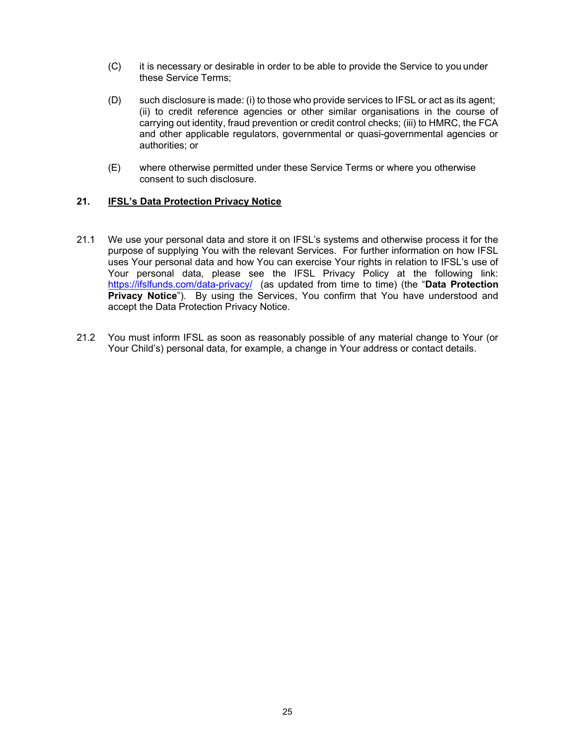(C) it is necessary or desirable in order to be able to provide the Service to you under these Service Terms;

(D) such disclosure is made: (i) to those who provide services to IFSL or act as its agent; (ii) to credit reference agencies or other similar organisations in the course of carrying out identity, fraud prevention or credit control checks; (iii) to HMRC, the FCA and other applicable regulators, governmental or quasi-governmental agencies or authorities; or

(E) where otherwise permitted under these Service Terms or where you otherwise consent to such disclosure.

## 21. IFSL's Data Protection Privacy Notice

21.1 We use your personal data and store it on IFSL's systems and otherwise process it for the purpose of supplying You with the relevant Services. For further information on how IFSL uses Your personal data and how You can exercise Your rights in relation to IFSL's use of Your personal data, please see the IFSL Privacy Policy at the following link: [https://ifslfunds.com/data-privacy/](https://ifslfunds.com/data-privacy/) (as updated from time to time) (the "**Data Protection Privacy Notice**"). By using the Services, You confirm that You have understood and accept the Data Protection Privacy Notice.

21.2 You must inform IFSL as soon as reasonably possible of any material change to Your (or Your Child's) personal data, for example, a change in Your address or contact details.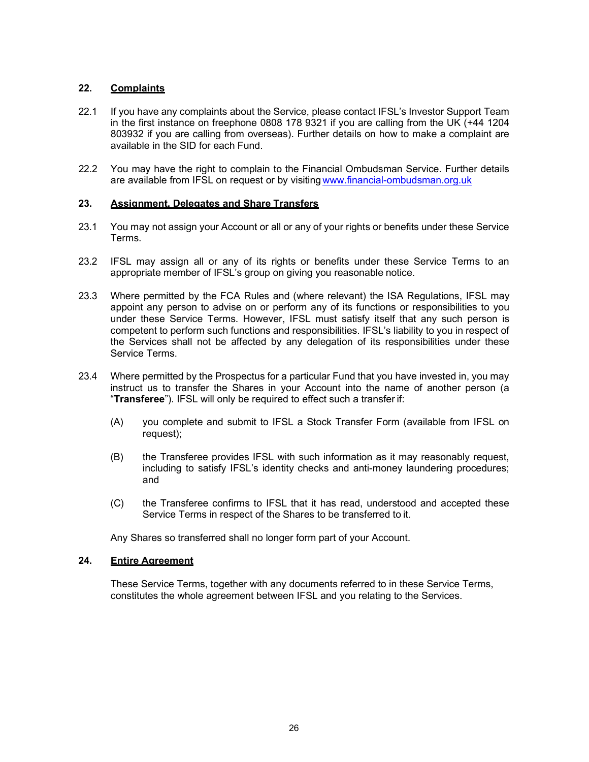## 22. Complaints

22.1 If you have any complaints about the Service, please contact IFSL's Investor Support Team in the first instance on freephone 0808 178 9321 if you are calling from the UK (+44 1204 803932 if you are calling from overseas). Further details on how to make a complaint are available in the SID for each Fund.

22.2 You may have the right to complain to the Financial Ombudsman Service. Further details are available from IFSL on request or by visiting www.financial-ombudsman.org.uk

## 23. Assignment, Delegates and Share Transfers

23.1 You may not assign your Account or all or any of your rights or benefits under these Service Terms.

23.2 IFSL may assign all or any of its rights or benefits under these Service Terms to an appropriate member of IFSL's group on giving you reasonable notice.

23.3 Where permitted by the FCA Rules and (where relevant) the ISA Regulations, IFSL may appoint any person to advise on or perform any of its functions or responsibilities to you under these Service Terms. However, IFSL must satisfy itself that any such person is competent to perform such functions and responsibilities. IFSL's liability to you in respect of the Services shall not be affected by any delegation of its responsibilities under these Service Terms.

23.4 Where permitted by the Prospectus for a particular Fund that you have invested in, you may instruct us to transfer the Shares in your Account into the name of another person (a "**Transferee**"). IFSL will only be required to effect such a transfer if:

(A) you complete and submit to IFSL a Stock Transfer Form (available from IFSL on request);

(B) the Transferee provides IFSL with such information as it may reasonably request, including to satisfy IFSL's identity checks and anti-money laundering procedures; and

(C) the Transferee confirms to IFSL that it has read, understood and accepted these Service Terms in respect of the Shares to be transferred to it.

Any Shares so transferred shall no longer form part of your Account.

## 24. Entire Agreement

These Service Terms, together with any documents referred to in these Service Terms, constitutes the whole agreement between IFSL and you relating to the Services.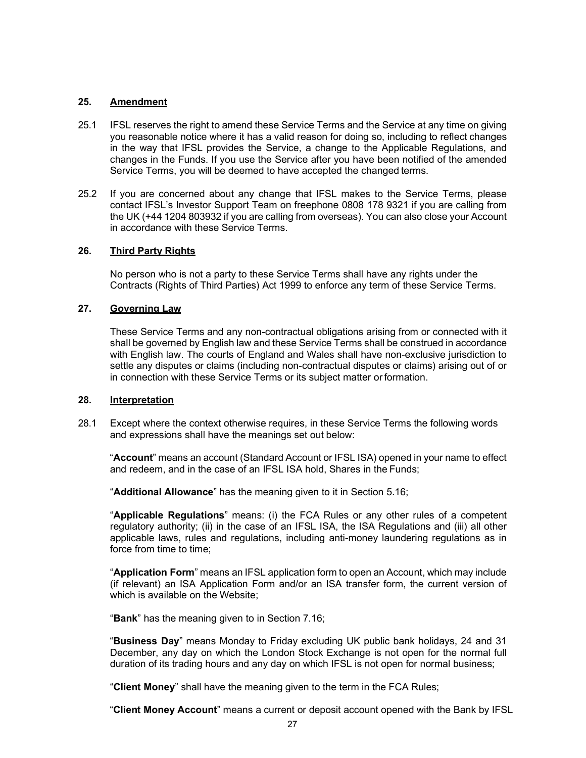## 25. Amendment

25.1 IFSL reserves the right to amend these Service Terms and the Service at any time on giving you reasonable notice where it has a valid reason for doing so, including to reflect changes in the way that IFSL provides the Service, a change to the Applicable Regulations, and changes in the Funds. If you use the Service after you have been notified of the amended Service Terms, you will be deemed to have accepted the changed terms.

25.2 If you are concerned about any change that IFSL makes to the Service Terms, please contact IFSL's Investor Support Team on freephone 0808 178 9321 if you are calling from the UK (+44 1204 803932 if you are calling from overseas). You can also close your Account in accordance with these Service Terms.

## 26. Third Party Rights

No person who is not a party to these Service Terms shall have any rights under the Contracts (Rights of Third Parties) Act 1999 to enforce any term of these Service Terms.

## 27. Governing Law

These Service Terms and any non-contractual obligations arising from or connected with it shall be governed by English law and these Service Terms shall be construed in accordance with English law. The courts of England and Wales shall have non-exclusive jurisdiction to settle any disputes or claims (including non-contractual disputes or claims) arising out of or in connection with these Service Terms or its subject matter or formation.

## 28. Interpretation

28.1 Except where the context otherwise requires, in these Service Terms the following words and expressions shall have the meanings set out below:

"**Account**" means an account (Standard Account or IFSL ISA) opened in your name to effect and redeem, and in the case of an IFSL ISA hold, Shares in the Funds;

"**Additional Allowance**" has the meaning given to it in Section 5.16;

"**Applicable Regulations**" means: (i) the FCA Rules or any other rules of a competent regulatory authority; (ii) in the case of an IFSL ISA, the ISA Regulations and (iii) all other applicable laws, rules and regulations, including anti-money laundering regulations as in force from time to time;

"**Application Form**" means an IFSL application form to open an Account, which may include (if relevant) an ISA Application Form and/or an ISA transfer form, the current version of which is available on the Website;

"**Bank**" has the meaning given to in Section 7.16;

"**Business Day**" means Monday to Friday excluding UK public bank holidays, 24 and 31 December, any day on which the London Stock Exchange is not open for the normal full duration of its trading hours and any day on which IFSL is not open for normal business;

"**Client Money**" shall have the meaning given to the term in the FCA Rules;

"**Client Money Account**" means a current or deposit account opened with the Bank by IFSL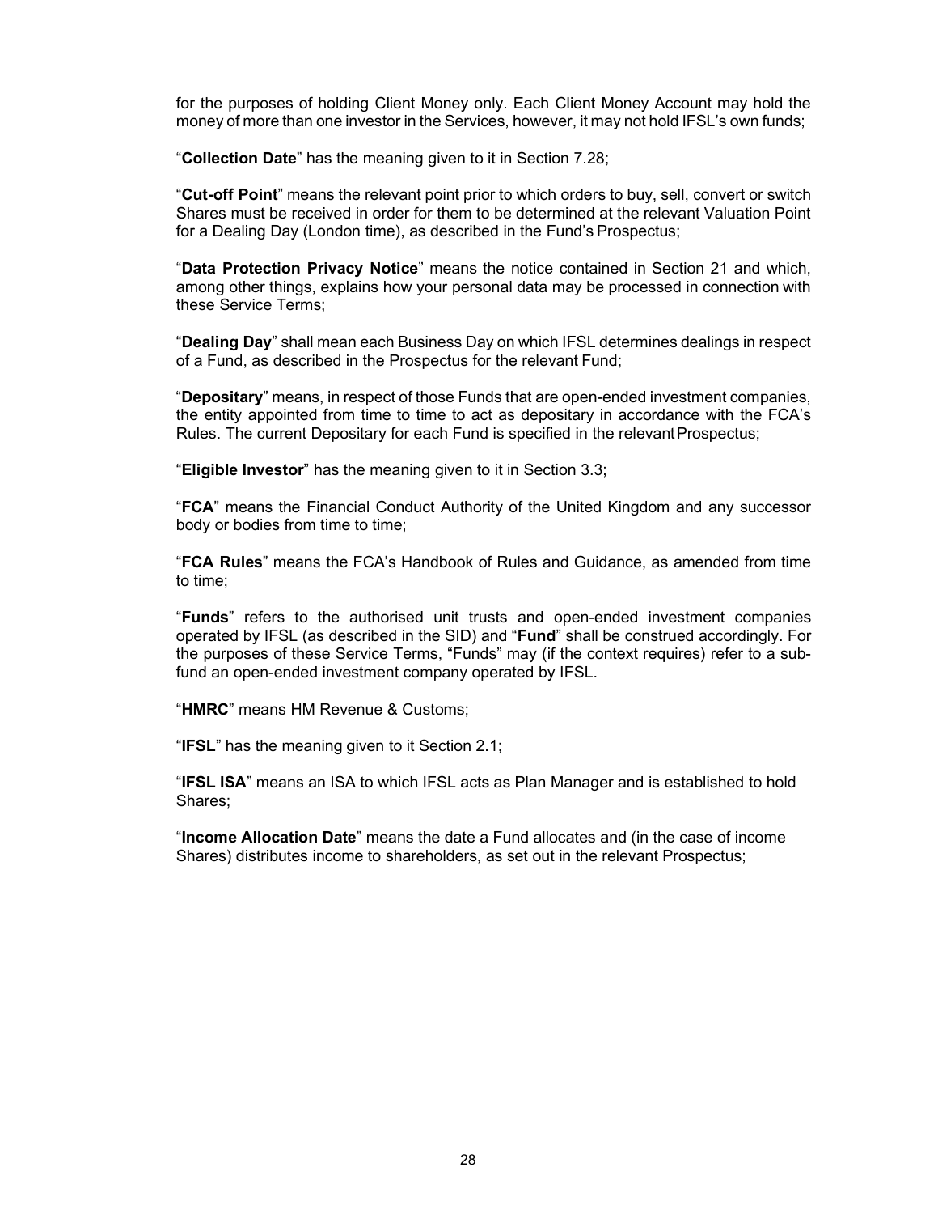for the purposes of holding Client Money only. Each Client Money Account may hold the money of more than one investor in the Services, however, it may not hold IFSL's own funds;

"**Collection Date**" has the meaning given to it in Section 7.28;

"**Cut-off Point**" means the relevant point prior to which orders to buy, sell, convert or switch Shares must be received in order for them to be determined at the relevant Valuation Point for a Dealing Day (London time), as described in the Fund's Prospectus;

"**Data Protection Privacy Notice**" means the notice contained in Section 21 and which, among other things, explains how your personal data may be processed in connection with these Service Terms;

"**Dealing Day**" shall mean each Business Day on which IFSL determines dealings in respect of a Fund, as described in the Prospectus for the relevant Fund;

"**Depositary**" means, in respect of those Funds that are open-ended investment companies, the entity appointed from time to time to act as depositary in accordance with the FCA's Rules. The current Depositary for each Fund is specified in the relevant Prospectus;

"**Eligible Investor**" has the meaning given to it in Section 3.3;

"**FCA**" means the Financial Conduct Authority of the United Kingdom and any successor body or bodies from time to time;

"**FCA Rules**" means the FCA's Handbook of Rules and Guidance, as amended from time to time;

"**Funds**" refers to the authorised unit trusts and open-ended investment companies operated by IFSL (as described in the SID) and "**Fund**" shall be construed accordingly. For the purposes of these Service Terms, "Funds" may (if the context requires) refer to a sub-fund an open-ended investment company operated by IFSL.

"**HMRC**" means HM Revenue & Customs;

"**IFSL**" has the meaning given to it Section 2.1;

"**IFSL ISA**" means an ISA to which IFSL acts as Plan Manager and is established to hold Shares;

"**Income Allocation Date**" means the date a Fund allocates and (in the case of income Shares) distributes income to shareholders, as set out in the relevant Prospectus;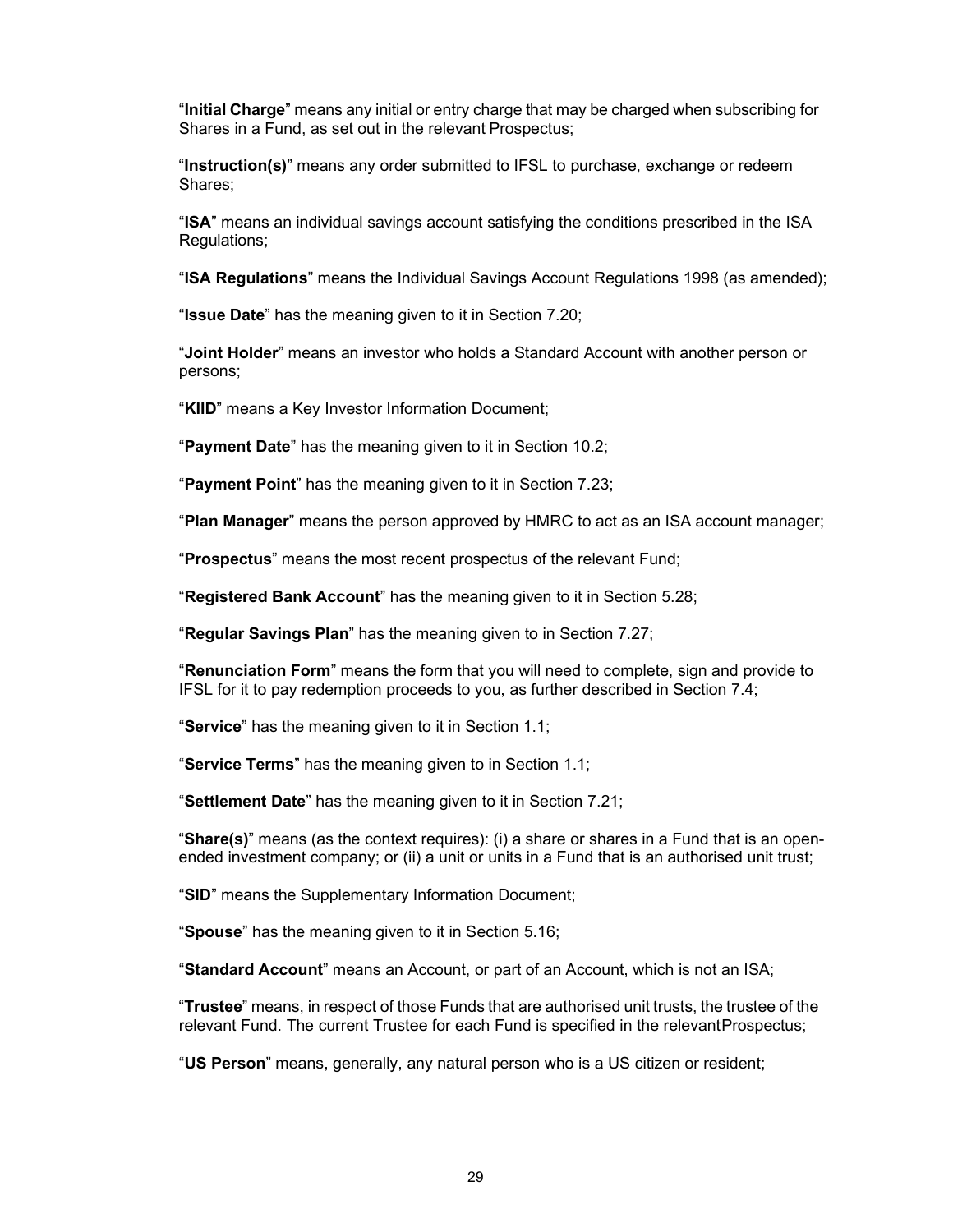“**Initial Charge**” means any initial or entry charge that may be charged when subscribing for Shares in a Fund, as set out in the relevant Prospectus;

“**Instruction(s)**” means any order submitted to IFSL to purchase, exchange or redeem Shares;

“**ISA**” means an individual savings account satisfying the conditions prescribed in the ISA Regulations;

“**ISA Regulations**” means the Individual Savings Account Regulations 1998 (as amended);

“**Issue Date**” has the meaning given to it in Section 7.20;

“**Joint Holder**” means an investor who holds a Standard Account with another person or persons;

“**KIID**” means a Key Investor Information Document;

“**Payment Date**” has the meaning given to it in Section 10.2;

“**Payment Point**” has the meaning given to it in Section 7.23;

“**Plan Manager**” means the person approved by HMRC to act as an ISA account manager;

“**Prospectus**” means the most recent prospectus of the relevant Fund;

“**Registered Bank Account**” has the meaning given to it in Section 5.28;

“**Regular Savings Plan**” has the meaning given to in Section 7.27;

“**Renunciation Form**” means the form that you will need to complete, sign and provide to IFSL for it to pay redemption proceeds to you, as further described in Section 7.4;

“**Service**” has the meaning given to it in Section 1.1;

“**Service Terms**” has the meaning given to in Section 1.1;

“**Settlement Date**” has the meaning given to it in Section 7.21;

“**Share(s)**” means (as the context requires): (i) a share or shares in a Fund that is an open-ended investment company; or (ii) a unit or units in a Fund that is an authorised unit trust;

“**SID**” means the Supplementary Information Document;

“**Spouse**” has the meaning given to it in Section 5.16;

“**Standard Account**” means an Account, or part of an Account, which is not an ISA;

“**Trustee**” means, in respect of those Funds that are authorised unit trusts, the trustee of the relevant Fund. The current Trustee for each Fund is specified in the relevant Prospectus;

“**US Person**” means, generally, any natural person who is a US citizen or resident;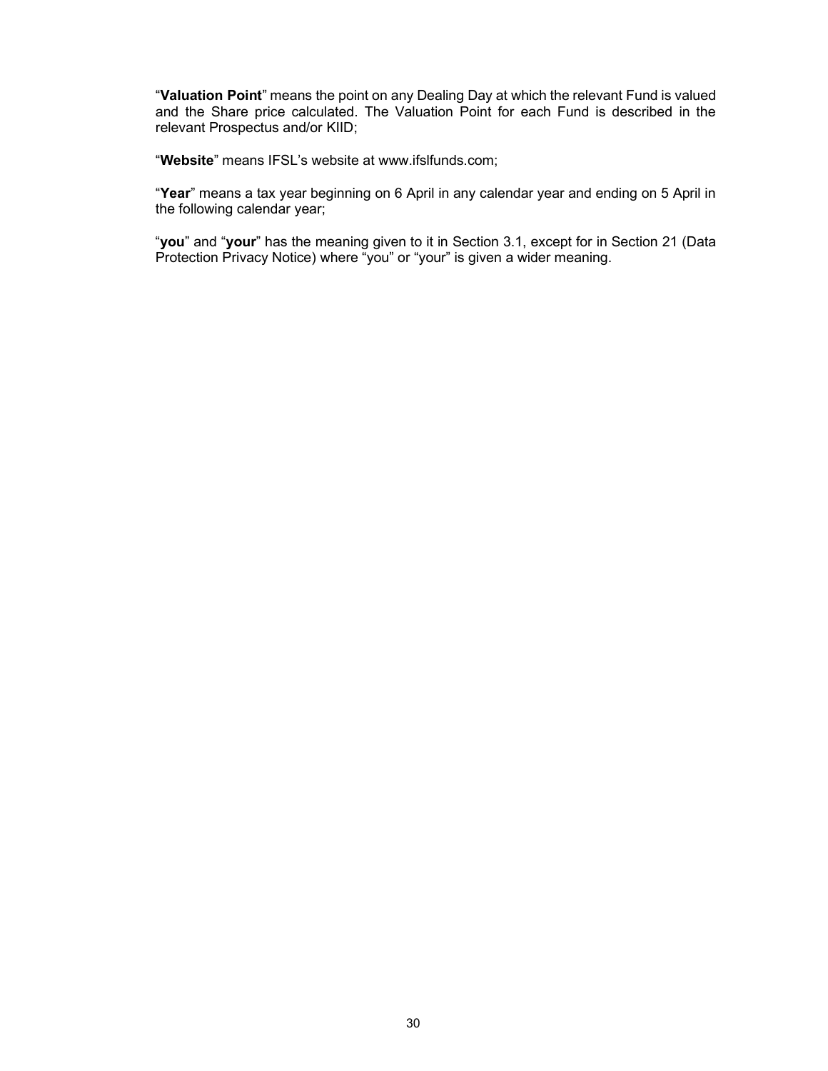“**Valuation Point**” means the point on any Dealing Day at which the relevant Fund is valued and the Share price calculated. The Valuation Point for each Fund is described in the relevant Prospectus and/or KIID;

“**Website**” means IFSL’s website at www.ifslfunds.com;

“**Year**” means a tax year beginning on 6 April in any calendar year and ending on 5 April in the following calendar year;

“**you**” and “**your**” has the meaning given to it in Section 3.1, except for in Section 21 (Data Protection Privacy Notice) where “you” or “your” is given a wider meaning.